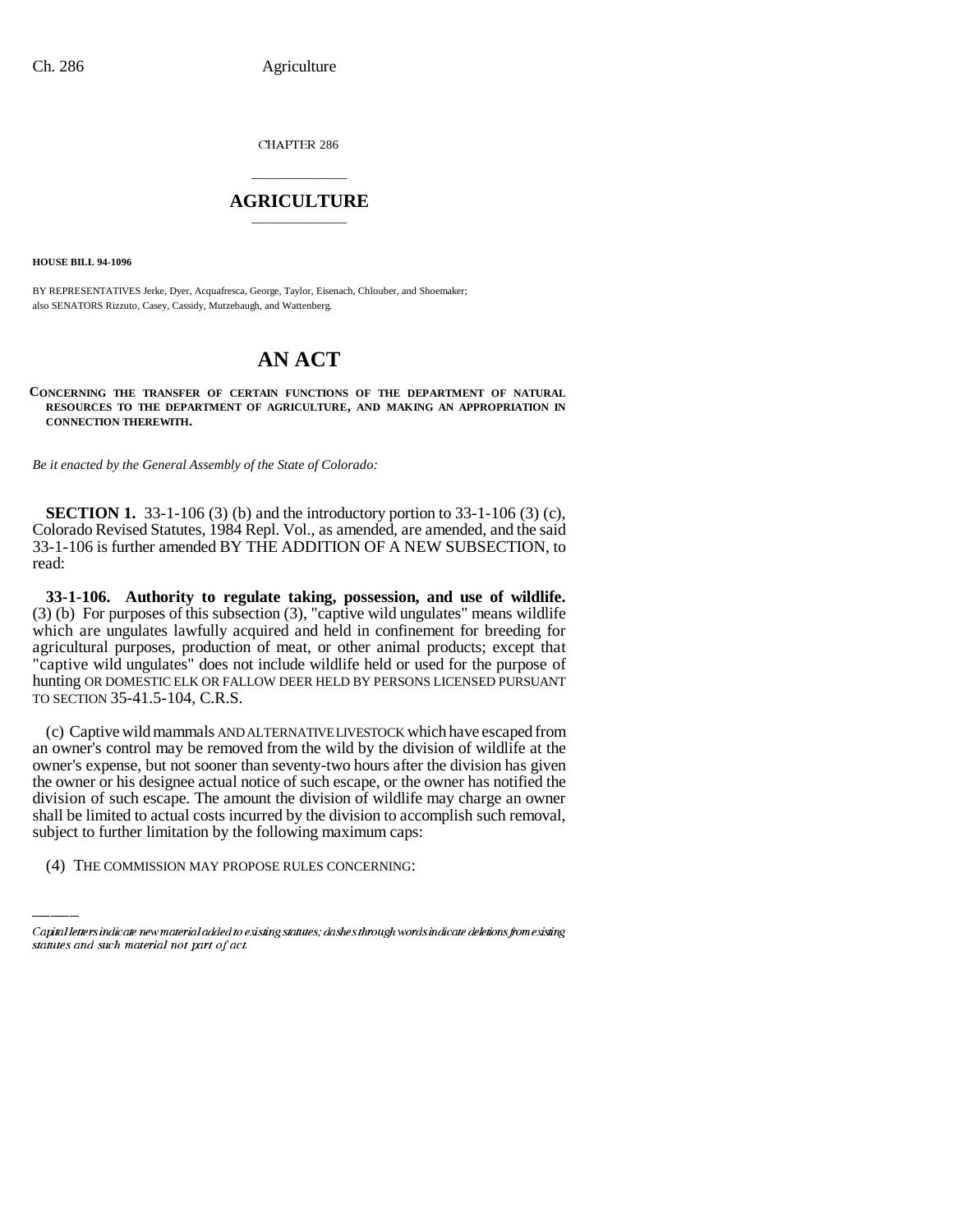CHAPTER 286

# AGRICULTURE

**HOUSE BILL 94-1096**

BY REPRESENTATIVES Jerke, Dyer, Acquafresca, George, Taylor, Eisenach, Chlouber, and Shoemaker; also SENATORS Rizzuto, Casey, Cassidy, Mutzebaugh, and Wattenberg.

# AN ACT

**CONCERNING THE TRANSFER OF CERTAIN FUNCTIONS OF THE DEPARTMENT OF NATURAL RESOURCES TO THE DEPARTMENT OF AGRICULTURE, AND MAKING AN APPROPRIATION IN CONNECTION THEREWITH.**

*Be it enacted by the General Assembly of the State of Colorado:*

**SECTION 1.** 33-1-106 (3) (b) and the introductory portion to 33-1-106 (3) (c), Colorado Revised Statutes, 1984 Repl. Vol., as amended, are amended, and the said 33-1-106 is further amended BY THE ADDITION OF A NEW SUBSECTION, to read:

**33-1-106. Authority to regulate taking, possession, and use of wildlife.** (3) (b) For purposes of this subsection (3), "captive wild ungulates" means wildlife which are ungulates lawfully acquired and held in confinement for breeding for agricultural purposes, production of meat, or other animal products; except that "captive wild ungulates" does not include wildlife held or used for the purpose of hunting OR DOMESTIC ELK OR FALLOW DEER HELD BY PERSONS LICENSED PURSUANT TO SECTION 35-41.5-104, C.R.S.

(c) Captive wild mammals AND ALTERNATIVE LIVESTOCK which have escaped from an owner's control may be removed from the wild by the division of wildlife at the owner's expense, but not sooner than seventy-two hours after the division has given the owner or his designee actual notice of such escape, or the owner has notified the division of such escape. The amount the division of wildlife may charge an owner shall be limited to actual costs incurred by the division to accomplish such removal, subject to further limitation by the following maximum caps:

(4) THE COMMISSION MAY PROPOSE RULES CONCERNING:

Capital letters indicate new material added to existing statutes; dashes through words indicate deletions from existing statutes and such material not part of act.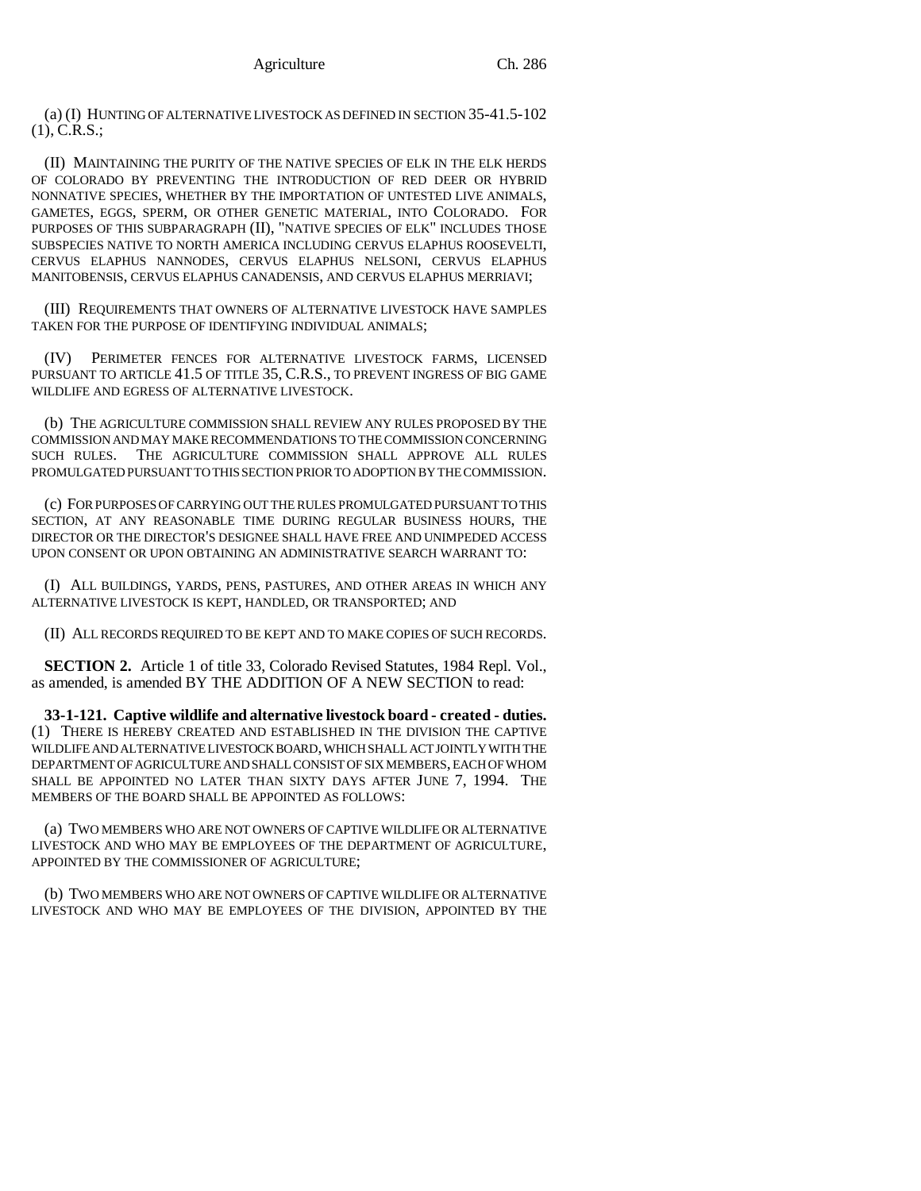(a) (I) HUNTING OF ALTERNATIVE LIVESTOCK AS DEFINED IN SECTION 35-41.5-102 (1), C.R.S.;

(II) MAINTAINING THE PURITY OF THE NATIVE SPECIES OF ELK IN THE ELK HERDS OF COLORADO BY PREVENTING THE INTRODUCTION OF RED DEER OR HYBRID NONNATIVE SPECIES, WHETHER BY THE IMPORTATION OF UNTESTED LIVE ANIMALS, GAMETES, EGGS, SPERM, OR OTHER GENETIC MATERIAL, INTO COLORADO. FOR PURPOSES OF THIS SUBPARAGRAPH (II), "NATIVE SPECIES OF ELK" INCLUDES THOSE SUBSPECIES NATIVE TO NORTH AMERICA INCLUDING CERVUS ELAPHUS ROOSEVELTI, CERVUS ELAPHUS NANNODES, CERVUS ELAPHUS NELSONI, CERVUS ELAPHUS MANITOBENSIS, CERVUS ELAPHUS CANADENSIS, AND CERVUS ELAPHUS MERRIAVI;

(III) REQUIREMENTS THAT OWNERS OF ALTERNATIVE LIVESTOCK HAVE SAMPLES TAKEN FOR THE PURPOSE OF IDENTIFYING INDIVIDUAL ANIMALS;

(IV) PERIMETER FENCES FOR ALTERNATIVE LIVESTOCK FARMS, LICENSED PURSUANT TO ARTICLE 41.5 OF TITLE 35, C.R.S., TO PREVENT INGRESS OF BIG GAME WILDLIFE AND EGRESS OF ALTERNATIVE LIVESTOCK.

(b) THE AGRICULTURE COMMISSION SHALL REVIEW ANY RULES PROPOSED BY THE COMMISSION AND MAY MAKE RECOMMENDATIONS TO THE COMMISSION CONCERNING SUCH RULES. THE AGRICULTURE COMMISSION SHALL APPROVE ALL RULES PROMULGATED PURSUANT TO THIS SECTION PRIOR TO ADOPTION BY THE COMMISSION.

(c) FOR PURPOSES OF CARRYING OUT THE RULES PROMULGATED PURSUANT TO THIS SECTION, AT ANY REASONABLE TIME DURING REGULAR BUSINESS HOURS, THE DIRECTOR OR THE DIRECTOR'S DESIGNEE SHALL HAVE FREE AND UNIMPEDED ACCESS UPON CONSENT OR UPON OBTAINING AN ADMINISTRATIVE SEARCH WARRANT TO:

(I) ALL BUILDINGS, YARDS, PENS, PASTURES, AND OTHER AREAS IN WHICH ANY ALTERNATIVE LIVESTOCK IS KEPT, HANDLED, OR TRANSPORTED; AND

(II) ALL RECORDS REQUIRED TO BE KEPT AND TO MAKE COPIES OF SUCH RECORDS.

**SECTION 2.** Article 1 of title 33, Colorado Revised Statutes, 1984 Repl. Vol., as amended, is amended BY THE ADDITION OF A NEW SECTION to read:

**33-1-121. Captive wildlife and alternative livestock board - created - duties.** (1) THERE IS HEREBY CREATED AND ESTABLISHED IN THE DIVISION THE CAPTIVE WILDLIFE AND ALTERNATIVE LIVESTOCK BOARD, WHICH SHALL ACT JOINTLY WITH THE DEPARTMENT OF AGRICULTURE AND SHALL CONSIST OF SIX MEMBERS, EACH OF WHOM SHALL BE APPOINTED NO LATER THAN SIXTY DAYS AFTER JUNE 7, 1994. THE MEMBERS OF THE BOARD SHALL BE APPOINTED AS FOLLOWS:

(a) TWO MEMBERS WHO ARE NOT OWNERS OF CAPTIVE WILDLIFE OR ALTERNATIVE LIVESTOCK AND WHO MAY BE EMPLOYEES OF THE DEPARTMENT OF AGRICULTURE, APPOINTED BY THE COMMISSIONER OF AGRICULTURE;

(b) TWO MEMBERS WHO ARE NOT OWNERS OF CAPTIVE WILDLIFE OR ALTERNATIVE LIVESTOCK AND WHO MAY BE EMPLOYEES OF THE DIVISION, APPOINTED BY THE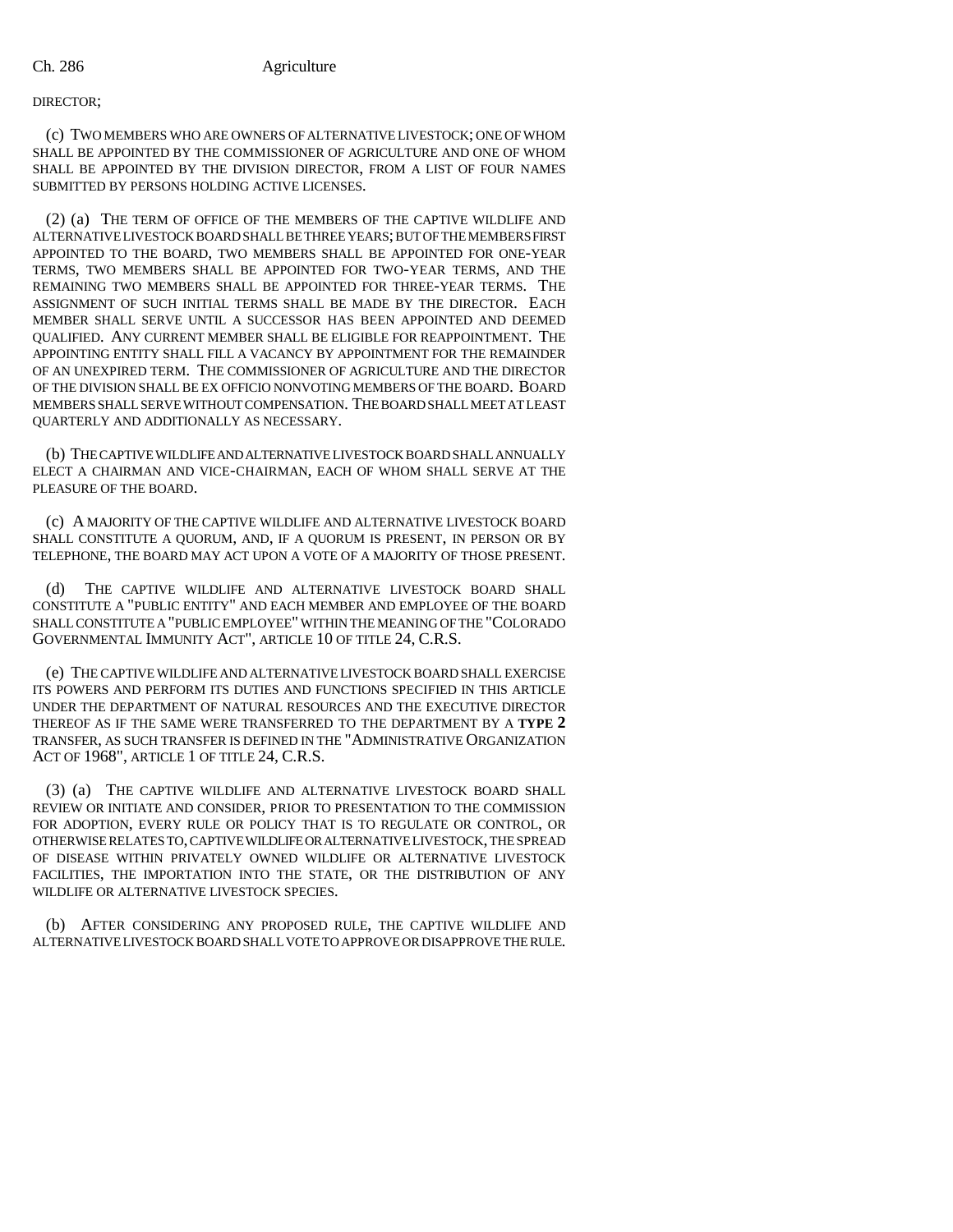DIRECTOR;

(c) TWO MEMBERS WHO ARE OWNERS OF ALTERNATIVE LIVESTOCK; ONE OF WHOM SHALL BE APPOINTED BY THE COMMISSIONER OF AGRICULTURE AND ONE OF WHOM SHALL BE APPOINTED BY THE DIVISION DIRECTOR, FROM A LIST OF FOUR NAMES SUBMITTED BY PERSONS HOLDING ACTIVE LICENSES.

(2) (a) THE TERM OF OFFICE OF THE MEMBERS OF THE CAPTIVE WILDLIFE AND ALTERNATIVE LIVESTOCK BOARD SHALL BE THREE YEARS; BUT OF THE MEMBERS FIRST APPOINTED TO THE BOARD, TWO MEMBERS SHALL BE APPOINTED FOR ONE-YEAR TERMS, TWO MEMBERS SHALL BE APPOINTED FOR TWO-YEAR TERMS, AND THE REMAINING TWO MEMBERS SHALL BE APPOINTED FOR THREE-YEAR TERMS. THE ASSIGNMENT OF SUCH INITIAL TERMS SHALL BE MADE BY THE DIRECTOR. EACH MEMBER SHALL SERVE UNTIL A SUCCESSOR HAS BEEN APPOINTED AND DEEMED QUALIFIED. ANY CURRENT MEMBER SHALL BE ELIGIBLE FOR REAPPOINTMENT. THE APPOINTING ENTITY SHALL FILL A VACANCY BY APPOINTMENT FOR THE REMAINDER OF AN UNEXPIRED TERM. THE COMMISSIONER OF AGRICULTURE AND THE DIRECTOR OF THE DIVISION SHALL BE EX OFFICIO NONVOTING MEMBERS OF THE BOARD. BOARD MEMBERS SHALL SERVE WITHOUT COMPENSATION. THE BOARD SHALL MEET AT LEAST QUARTERLY AND ADDITIONALLY AS NECESSARY.

(b) THE CAPTIVE WILDLIFE AND ALTERNATIVE LIVESTOCK BOARD SHALL ANNUALLY ELECT A CHAIRMAN AND VICE-CHAIRMAN, EACH OF WHOM SHALL SERVE AT THE PLEASURE OF THE BOARD.

(c) A MAJORITY OF THE CAPTIVE WILDLIFE AND ALTERNATIVE LIVESTOCK BOARD SHALL CONSTITUTE A QUORUM, AND, IF A QUORUM IS PRESENT, IN PERSON OR BY TELEPHONE, THE BOARD MAY ACT UPON A VOTE OF A MAJORITY OF THOSE PRESENT.

(d) THE CAPTIVE WILDLIFE AND ALTERNATIVE LIVESTOCK BOARD SHALL CONSTITUTE A "PUBLIC ENTITY" AND EACH MEMBER AND EMPLOYEE OF THE BOARD SHALL CONSTITUTE A "PUBLIC EMPLOYEE" WITHIN THE MEANING OF THE "COLORADO GOVERNMENTAL IMMUNITY ACT", ARTICLE 10 OF TITLE 24, C.R.S.

(e) THE CAPTIVE WILDLIFE AND ALTERNATIVE LIVESTOCK BOARD SHALL EXERCISE ITS POWERS AND PERFORM ITS DUTIES AND FUNCTIONS SPECIFIED IN THIS ARTICLE UNDER THE DEPARTMENT OF NATURAL RESOURCES AND THE EXECUTIVE DIRECTOR THEREOF AS IF THE SAME WERE TRANSFERRED TO THE DEPARTMENT BY A **TYPE 2** TRANSFER, AS SUCH TRANSFER IS DEFINED IN THE "ADMINISTRATIVE ORGANIZATION ACT OF 1968", ARTICLE 1 OF TITLE 24, C.R.S.

(3) (a) THE CAPTIVE WILDLIFE AND ALTERNATIVE LIVESTOCK BOARD SHALL REVIEW OR INITIATE AND CONSIDER, PRIOR TO PRESENTATION TO THE COMMISSION FOR ADOPTION, EVERY RULE OR POLICY THAT IS TO REGULATE OR CONTROL, OR OTHERWISE RELATES TO, CAPTIVE WILDLIFE OR ALTERNATIVE LIVESTOCK, THE SPREAD OF DISEASE WITHIN PRIVATELY OWNED WILDLIFE OR ALTERNATIVE LIVESTOCK FACILITIES, THE IMPORTATION INTO THE STATE, OR THE DISTRIBUTION OF ANY WILDLIFE OR ALTERNATIVE LIVESTOCK SPECIES.

(b) AFTER CONSIDERING ANY PROPOSED RULE, THE CAPTIVE WILDLIFE AND ALTERNATIVE LIVESTOCK BOARD SHALL VOTE TO APPROVE OR DISAPPROVE THE RULE.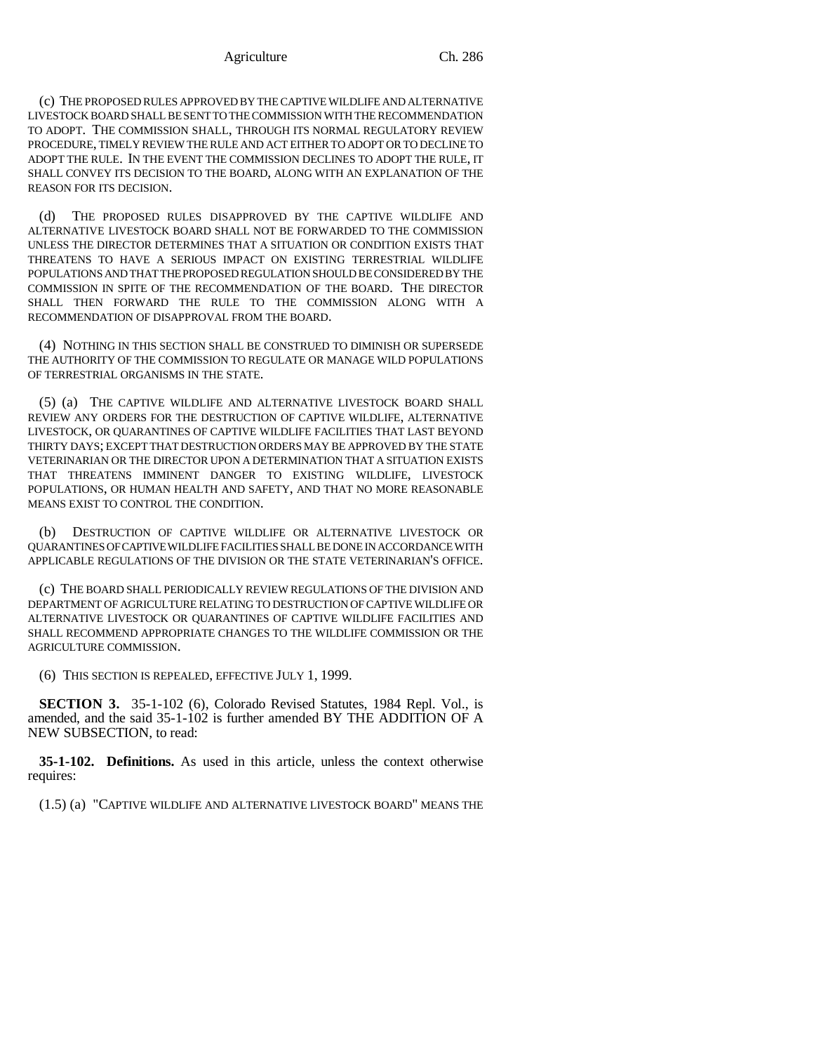(c) THE PROPOSED RULES APPROVED BY THE CAPTIVE WILDLIFE AND ALTERNATIVE LIVESTOCK BOARD SHALL BE SENT TO THE COMMISSION WITH THE RECOMMENDATION TO ADOPT. THE COMMISSION SHALL, THROUGH ITS NORMAL REGULATORY REVIEW PROCEDURE, TIMELY REVIEW THE RULE AND ACT EITHER TO ADOPT OR TO DECLINE TO ADOPT THE RULE. IN THE EVENT THE COMMISSION DECLINES TO ADOPT THE RULE, IT SHALL CONVEY ITS DECISION TO THE BOARD, ALONG WITH AN EXPLANATION OF THE REASON FOR ITS DECISION.

(d) THE PROPOSED RULES DISAPPROVED BY THE CAPTIVE WILDLIFE AND ALTERNATIVE LIVESTOCK BOARD SHALL NOT BE FORWARDED TO THE COMMISSION UNLESS THE DIRECTOR DETERMINES THAT A SITUATION OR CONDITION EXISTS THAT THREATENS TO HAVE A SERIOUS IMPACT ON EXISTING TERRESTRIAL WILDLIFE POPULATIONS AND THAT THE PROPOSED REGULATION SHOULD BE CONSIDERED BY THE COMMISSION IN SPITE OF THE RECOMMENDATION OF THE BOARD. THE DIRECTOR SHALL THEN FORWARD THE RULE TO THE COMMISSION ALONG WITH A RECOMMENDATION OF DISAPPROVAL FROM THE BOARD.

(4) NOTHING IN THIS SECTION SHALL BE CONSTRUED TO DIMINISH OR SUPERSEDE THE AUTHORITY OF THE COMMISSION TO REGULATE OR MANAGE WILD POPULATIONS OF TERRESTRIAL ORGANISMS IN THE STATE.

(5) (a) THE CAPTIVE WILDLIFE AND ALTERNATIVE LIVESTOCK BOARD SHALL REVIEW ANY ORDERS FOR THE DESTRUCTION OF CAPTIVE WILDLIFE, ALTERNATIVE LIVESTOCK, OR QUARANTINES OF CAPTIVE WILDLIFE FACILITIES THAT LAST BEYOND THIRTY DAYS; EXCEPT THAT DESTRUCTION ORDERS MAY BE APPROVED BY THE STATE VETERINARIAN OR THE DIRECTOR UPON A DETERMINATION THAT A SITUATION EXISTS THAT THREATENS IMMINENT DANGER TO EXISTING WILDLIFE, LIVESTOCK POPULATIONS, OR HUMAN HEALTH AND SAFETY, AND THAT NO MORE REASONABLE MEANS EXIST TO CONTROL THE CONDITION.

(b) DESTRUCTION OF CAPTIVE WILDLIFE OR ALTERNATIVE LIVESTOCK OR QUARANTINES OF CAPTIVE WILDLIFE FACILITIES SHALL BE DONE IN ACCORDANCE WITH APPLICABLE REGULATIONS OF THE DIVISION OR THE STATE VETERINARIAN'S OFFICE.

(c) THE BOARD SHALL PERIODICALLY REVIEW REGULATIONS OF THE DIVISION AND DEPARTMENT OF AGRICULTURE RELATING TO DESTRUCTION OF CAPTIVE WILDLIFE OR ALTERNATIVE LIVESTOCK OR QUARANTINES OF CAPTIVE WILDLIFE FACILITIES AND SHALL RECOMMEND APPROPRIATE CHANGES TO THE WILDLIFE COMMISSION OR THE AGRICULTURE COMMISSION.

(6) THIS SECTION IS REPEALED, EFFECTIVE JULY 1, 1999.

**SECTION 3.** 35-1-102 (6), Colorado Revised Statutes, 1984 Repl. Vol., is amended, and the said 35-1-102 is further amended BY THE ADDITION OF A NEW SUBSECTION, to read:

**35-1-102. Definitions.** As used in this article, unless the context otherwise requires:

(1.5) (a) "CAPTIVE WILDLIFE AND ALTERNATIVE LIVESTOCK BOARD" MEANS THE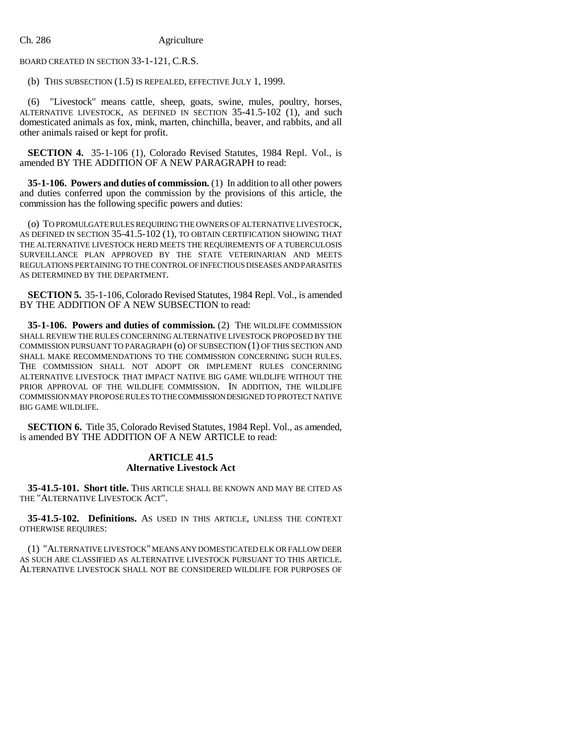BOARD CREATED IN SECTION 33-1-121, C.R.S.

(b) THIS SUBSECTION (1.5) IS REPEALED, EFFECTIVE JULY 1, 1999.

(6) "Livestock" means cattle, sheep, goats, swine, mules, poultry, horses, ALTERNATIVE LIVESTOCK, AS DEFINED IN SECTION 35-41.5-102 (1), and such domesticated animals as fox, mink, marten, chinchilla, beaver, and rabbits, and all other animals raised or kept for profit.

**SECTION 4.** 35-1-106 (1), Colorado Revised Statutes, 1984 Repl. Vol., is amended BY THE ADDITION OF A NEW PARAGRAPH to read:

**35-1-106. Powers and duties of commission.** (1) In addition to all other powers and duties conferred upon the commission by the provisions of this article, the commission has the following specific powers and duties:

(o) TO PROMULGATE RULES REQUIRING THE OWNERS OF ALTERNATIVE LIVESTOCK, AS DEFINED IN SECTION 35-41.5-102 (1), TO OBTAIN CERTIFICATION SHOWING THAT THE ALTERNATIVE LIVESTOCK HERD MEETS THE REQUIREMENTS OF A TUBERCULOSIS SURVEILLANCE PLAN APPROVED BY THE STATE VETERINARIAN AND MEETS REGULATIONS PERTAINING TO THE CONTROL OF INFECTIOUS DISEASES AND PARASITES AS DETERMINED BY THE DEPARTMENT.

**SECTION 5.** 35-1-106, Colorado Revised Statutes, 1984 Repl. Vol., is amended BY THE ADDITION OF A NEW SUBSECTION to read:

**35-1-106. Powers and duties of commission.** (2) THE WILDLIFE COMMISSION SHALL REVIEW THE RULES CONCERNING ALTERNATIVE LIVESTOCK PROPOSED BY THE COMMISSION PURSUANT TO PARAGRAPH (o) OF SUBSECTION (1) OF THIS SECTION AND SHALL MAKE RECOMMENDATIONS TO THE COMMISSION CONCERNING SUCH RULES. THE COMMISSION SHALL NOT ADOPT OR IMPLEMENT RULES CONCERNING ALTERNATIVE LIVESTOCK THAT IMPACT NATIVE BIG GAME WILDLIFE WITHOUT THE PRIOR APPROVAL OF THE WILDLIFE COMMISSION. IN ADDITION, THE WILDLIFE COMMISSION MAY PROPOSE RULES TO THE COMMISSION DESIGNED TO PROTECT NATIVE BIG GAME WILDLIFE.

**SECTION 6.** Title 35, Colorado Revised Statutes, 1984 Repl. Vol., as amended, is amended BY THE ADDITION OF A NEW ARTICLE to read:

## ARTICLE 41.5
## Alternative Livestock Act

**35-41.5-101. Short title.** THIS ARTICLE SHALL BE KNOWN AND MAY BE CITED AS THE "ALTERNATIVE LIVESTOCK ACT".

**35-41.5-102. Definitions.** AS USED IN THIS ARTICLE, UNLESS THE CONTEXT OTHERWISE REQUIRES:

(1) "ALTERNATIVE LIVESTOCK" MEANS ANY DOMESTICATED ELK OR FALLOW DEER AS SUCH ARE CLASSIFIED AS ALTERNATIVE LIVESTOCK PURSUANT TO THIS ARTICLE. ALTERNATIVE LIVESTOCK SHALL NOT BE CONSIDERED WILDLIFE FOR PURPOSES OF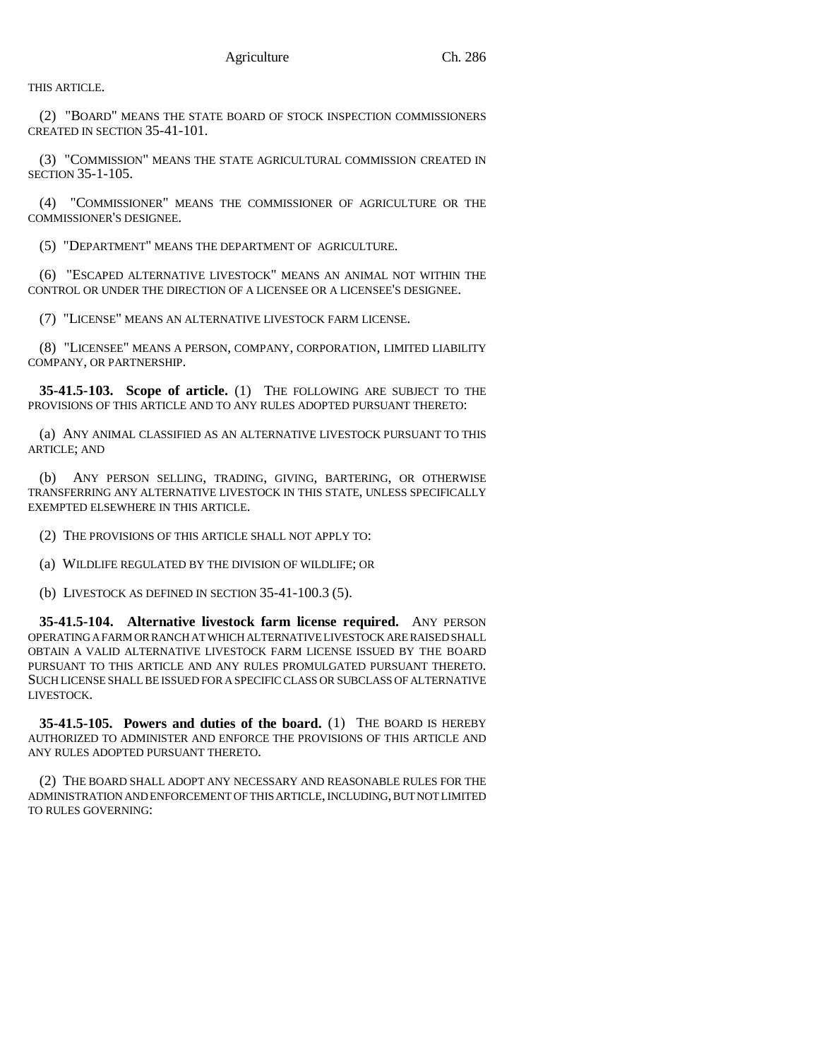THIS ARTICLE.

(2) "BOARD" MEANS THE STATE BOARD OF STOCK INSPECTION COMMISSIONERS CREATED IN SECTION 35-41-101.

(3) "COMMISSION" MEANS THE STATE AGRICULTURAL COMMISSION CREATED IN SECTION 35-1-105.

(4) "COMMISSIONER" MEANS THE COMMISSIONER OF AGRICULTURE OR THE COMMISSIONER'S DESIGNEE.

(5) "DEPARTMENT" MEANS THE DEPARTMENT OF AGRICULTURE.

(6) "ESCAPED ALTERNATIVE LIVESTOCK" MEANS AN ANIMAL NOT WITHIN THE CONTROL OR UNDER THE DIRECTION OF A LICENSEE OR A LICENSEE'S DESIGNEE.

(7) "LICENSE" MEANS AN ALTERNATIVE LIVESTOCK FARM LICENSE.

(8) "LICENSEE" MEANS A PERSON, COMPANY, CORPORATION, LIMITED LIABILITY COMPANY, OR PARTNERSHIP.

**35-41.5-103. Scope of article.** (1) THE FOLLOWING ARE SUBJECT TO THE PROVISIONS OF THIS ARTICLE AND TO ANY RULES ADOPTED PURSUANT THERETO:

(a) ANY ANIMAL CLASSIFIED AS AN ALTERNATIVE LIVESTOCK PURSUANT TO THIS ARTICLE; AND

(b) ANY PERSON SELLING, TRADING, GIVING, BARTERING, OR OTHERWISE TRANSFERRING ANY ALTERNATIVE LIVESTOCK IN THIS STATE, UNLESS SPECIFICALLY EXEMPTED ELSEWHERE IN THIS ARTICLE.

(2) THE PROVISIONS OF THIS ARTICLE SHALL NOT APPLY TO:

(a) WILDLIFE REGULATED BY THE DIVISION OF WILDLIFE; OR

(b) LIVESTOCK AS DEFINED IN SECTION 35-41-100.3 (5).

**35-41.5-104. Alternative livestock farm license required.** ANY PERSON OPERATING A FARM OR RANCH AT WHICH ALTERNATIVE LIVESTOCK ARE RAISED SHALL OBTAIN A VALID ALTERNATIVE LIVESTOCK FARM LICENSE ISSUED BY THE BOARD PURSUANT TO THIS ARTICLE AND ANY RULES PROMULGATED PURSUANT THERETO. SUCH LICENSE SHALL BE ISSUED FOR A SPECIFIC CLASS OR SUBCLASS OF ALTERNATIVE LIVESTOCK.

**35-41.5-105. Powers and duties of the board.** (1) THE BOARD IS HEREBY AUTHORIZED TO ADMINISTER AND ENFORCE THE PROVISIONS OF THIS ARTICLE AND ANY RULES ADOPTED PURSUANT THERETO.

(2) THE BOARD SHALL ADOPT ANY NECESSARY AND REASONABLE RULES FOR THE ADMINISTRATION AND ENFORCEMENT OF THIS ARTICLE, INCLUDING, BUT NOT LIMITED TO RULES GOVERNING: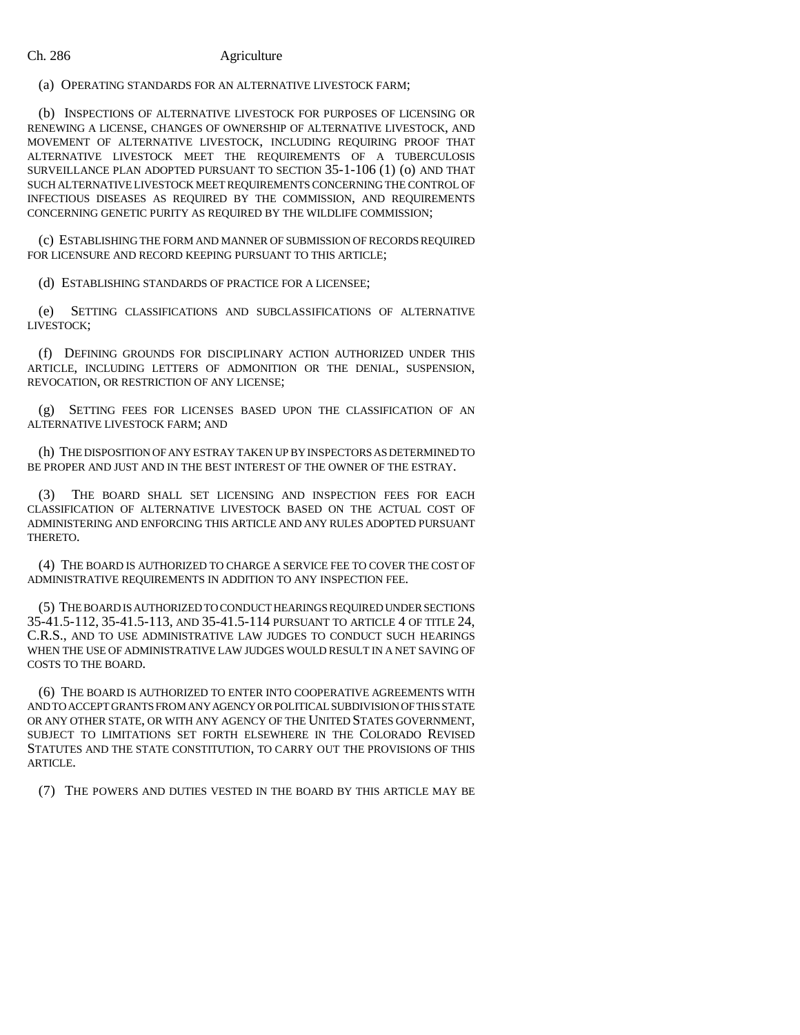(a) OPERATING STANDARDS FOR AN ALTERNATIVE LIVESTOCK FARM;

(b) INSPECTIONS OF ALTERNATIVE LIVESTOCK FOR PURPOSES OF LICENSING OR RENEWING A LICENSE, CHANGES OF OWNERSHIP OF ALTERNATIVE LIVESTOCK, AND MOVEMENT OF ALTERNATIVE LIVESTOCK, INCLUDING REQUIRING PROOF THAT ALTERNATIVE LIVESTOCK MEET THE REQUIREMENTS OF A TUBERCULOSIS SURVEILLANCE PLAN ADOPTED PURSUANT TO SECTION 35-1-106 (1) (o) AND THAT SUCH ALTERNATIVE LIVESTOCK MEET REQUIREMENTS CONCERNING THE CONTROL OF INFECTIOUS DISEASES AS REQUIRED BY THE COMMISSION, AND REQUIREMENTS CONCERNING GENETIC PURITY AS REQUIRED BY THE WILDLIFE COMMISSION;

(c) ESTABLISHING THE FORM AND MANNER OF SUBMISSION OF RECORDS REQUIRED FOR LICENSURE AND RECORD KEEPING PURSUANT TO THIS ARTICLE;

(d) ESTABLISHING STANDARDS OF PRACTICE FOR A LICENSEE;

(e) SETTING CLASSIFICATIONS AND SUBCLASSIFICATIONS OF ALTERNATIVE LIVESTOCK;

(f) DEFINING GROUNDS FOR DISCIPLINARY ACTION AUTHORIZED UNDER THIS ARTICLE, INCLUDING LETTERS OF ADMONITION OR THE DENIAL, SUSPENSION, REVOCATION, OR RESTRICTION OF ANY LICENSE;

(g) SETTING FEES FOR LICENSES BASED UPON THE CLASSIFICATION OF AN ALTERNATIVE LIVESTOCK FARM; AND

(h) THE DISPOSITION OF ANY ESTRAY TAKEN UP BY INSPECTORS AS DETERMINED TO BE PROPER AND JUST AND IN THE BEST INTEREST OF THE OWNER OF THE ESTRAY.

(3) THE BOARD SHALL SET LICENSING AND INSPECTION FEES FOR EACH CLASSIFICATION OF ALTERNATIVE LIVESTOCK BASED ON THE ACTUAL COST OF ADMINISTERING AND ENFORCING THIS ARTICLE AND ANY RULES ADOPTED PURSUANT THERETO.

(4) THE BOARD IS AUTHORIZED TO CHARGE A SERVICE FEE TO COVER THE COST OF ADMINISTRATIVE REQUIREMENTS IN ADDITION TO ANY INSPECTION FEE.

(5) THE BOARD IS AUTHORIZED TO CONDUCT HEARINGS REQUIRED UNDER SECTIONS 35-41.5-112, 35-41.5-113, AND 35-41.5-114 PURSUANT TO ARTICLE 4 OF TITLE 24, C.R.S., AND TO USE ADMINISTRATIVE LAW JUDGES TO CONDUCT SUCH HEARINGS WHEN THE USE OF ADMINISTRATIVE LAW JUDGES WOULD RESULT IN A NET SAVING OF COSTS TO THE BOARD.

(6) THE BOARD IS AUTHORIZED TO ENTER INTO COOPERATIVE AGREEMENTS WITH AND TO ACCEPT GRANTS FROM ANY AGENCY OR POLITICAL SUBDIVISION OF THIS STATE OR ANY OTHER STATE, OR WITH ANY AGENCY OF THE UNITED STATES GOVERNMENT, SUBJECT TO LIMITATIONS SET FORTH ELSEWHERE IN THE COLORADO REVISED STATUTES AND THE STATE CONSTITUTION, TO CARRY OUT THE PROVISIONS OF THIS ARTICLE.

(7) THE POWERS AND DUTIES VESTED IN THE BOARD BY THIS ARTICLE MAY BE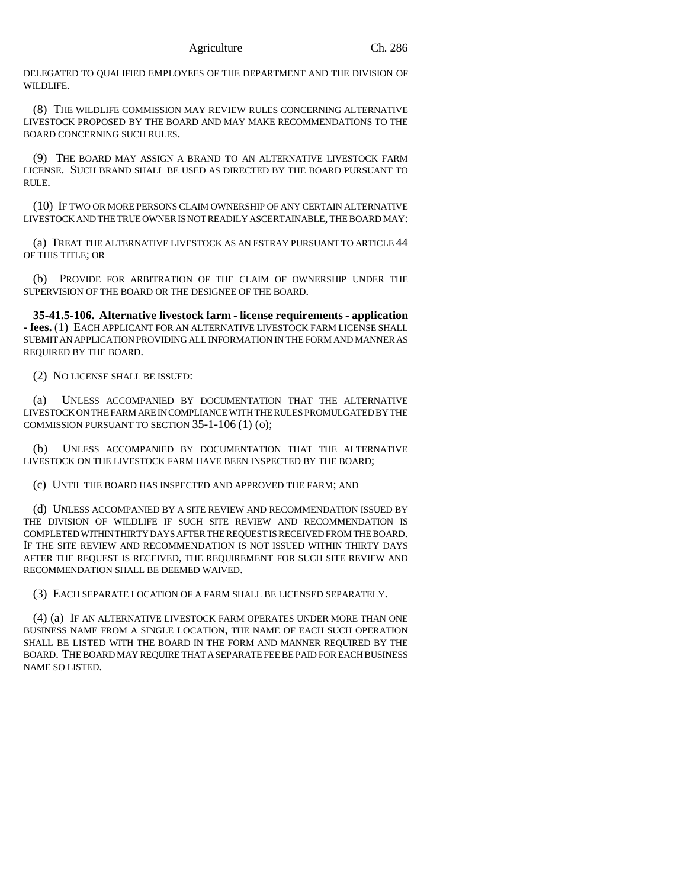DELEGATED TO QUALIFIED EMPLOYEES OF THE DEPARTMENT AND THE DIVISION OF WILDLIFE.

(8) THE WILDLIFE COMMISSION MAY REVIEW RULES CONCERNING ALTERNATIVE LIVESTOCK PROPOSED BY THE BOARD AND MAY MAKE RECOMMENDATIONS TO THE BOARD CONCERNING SUCH RULES.

(9) THE BOARD MAY ASSIGN A BRAND TO AN ALTERNATIVE LIVESTOCK FARM LICENSE. SUCH BRAND SHALL BE USED AS DIRECTED BY THE BOARD PURSUANT TO RULE.

(10) IF TWO OR MORE PERSONS CLAIM OWNERSHIP OF ANY CERTAIN ALTERNATIVE LIVESTOCK AND THE TRUE OWNER IS NOT READILY ASCERTAINABLE, THE BOARD MAY:

(a) TREAT THE ALTERNATIVE LIVESTOCK AS AN ESTRAY PURSUANT TO ARTICLE 44 OF THIS TITLE; OR

(b) PROVIDE FOR ARBITRATION OF THE CLAIM OF OWNERSHIP UNDER THE SUPERVISION OF THE BOARD OR THE DESIGNEE OF THE BOARD.

**35-41.5-106. Alternative livestock farm - license requirements - application - fees.** (1) EACH APPLICANT FOR AN ALTERNATIVE LIVESTOCK FARM LICENSE SHALL SUBMIT AN APPLICATION PROVIDING ALL INFORMATION IN THE FORM AND MANNER AS REQUIRED BY THE BOARD.

(2) NO LICENSE SHALL BE ISSUED:

(a) UNLESS ACCOMPANIED BY DOCUMENTATION THAT THE ALTERNATIVE LIVESTOCK ON THE FARM ARE IN COMPLIANCE WITH THE RULES PROMULGATED BY THE COMMISSION PURSUANT TO SECTION 35-1-106 (1) (o);

(b) UNLESS ACCOMPANIED BY DOCUMENTATION THAT THE ALTERNATIVE LIVESTOCK ON THE LIVESTOCK FARM HAVE BEEN INSPECTED BY THE BOARD;

(c) UNTIL THE BOARD HAS INSPECTED AND APPROVED THE FARM; AND

(d) UNLESS ACCOMPANIED BY A SITE REVIEW AND RECOMMENDATION ISSUED BY THE DIVISION OF WILDLIFE IF SUCH SITE REVIEW AND RECOMMENDATION IS COMPLETED WITHIN THIRTY DAYS AFTER THE REQUEST IS RECEIVED FROM THE BOARD. IF THE SITE REVIEW AND RECOMMENDATION IS NOT ISSUED WITHIN THIRTY DAYS AFTER THE REQUEST IS RECEIVED, THE REQUIREMENT FOR SUCH SITE REVIEW AND RECOMMENDATION SHALL BE DEEMED WAIVED.

(3) EACH SEPARATE LOCATION OF A FARM SHALL BE LICENSED SEPARATELY.

(4) (a) IF AN ALTERNATIVE LIVESTOCK FARM OPERATES UNDER MORE THAN ONE BUSINESS NAME FROM A SINGLE LOCATION, THE NAME OF EACH SUCH OPERATION SHALL BE LISTED WITH THE BOARD IN THE FORM AND MANNER REQUIRED BY THE BOARD. THE BOARD MAY REQUIRE THAT A SEPARATE FEE BE PAID FOR EACH BUSINESS NAME SO LISTED.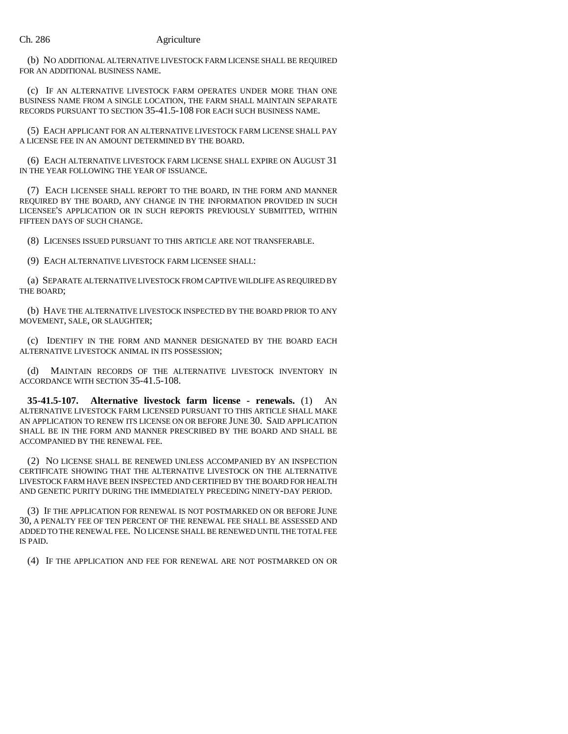(b) NO ADDITIONAL ALTERNATIVE LIVESTOCK FARM LICENSE SHALL BE REQUIRED FOR AN ADDITIONAL BUSINESS NAME.

(c) IF AN ALTERNATIVE LIVESTOCK FARM OPERATES UNDER MORE THAN ONE BUSINESS NAME FROM A SINGLE LOCATION, THE FARM SHALL MAINTAIN SEPARATE RECORDS PURSUANT TO SECTION 35-41.5-108 FOR EACH SUCH BUSINESS NAME.

(5) EACH APPLICANT FOR AN ALTERNATIVE LIVESTOCK FARM LICENSE SHALL PAY A LICENSE FEE IN AN AMOUNT DETERMINED BY THE BOARD.

(6) EACH ALTERNATIVE LIVESTOCK FARM LICENSE SHALL EXPIRE ON AUGUST 31 IN THE YEAR FOLLOWING THE YEAR OF ISSUANCE.

(7) EACH LICENSEE SHALL REPORT TO THE BOARD, IN THE FORM AND MANNER REQUIRED BY THE BOARD, ANY CHANGE IN THE INFORMATION PROVIDED IN SUCH LICENSEE'S APPLICATION OR IN SUCH REPORTS PREVIOUSLY SUBMITTED, WITHIN FIFTEEN DAYS OF SUCH CHANGE.

(8) LICENSES ISSUED PURSUANT TO THIS ARTICLE ARE NOT TRANSFERABLE.

(9) EACH ALTERNATIVE LIVESTOCK FARM LICENSEE SHALL:

(a) SEPARATE ALTERNATIVE LIVESTOCK FROM CAPTIVE WILDLIFE AS REQUIRED BY THE BOARD;

(b) HAVE THE ALTERNATIVE LIVESTOCK INSPECTED BY THE BOARD PRIOR TO ANY MOVEMENT, SALE, OR SLAUGHTER;

(c) IDENTIFY IN THE FORM AND MANNER DESIGNATED BY THE BOARD EACH ALTERNATIVE LIVESTOCK ANIMAL IN ITS POSSESSION;

(d) MAINTAIN RECORDS OF THE ALTERNATIVE LIVESTOCK INVENTORY IN ACCORDANCE WITH SECTION 35-41.5-108.

**35-41.5-107. Alternative livestock farm license - renewals.** (1) AN ALTERNATIVE LIVESTOCK FARM LICENSED PURSUANT TO THIS ARTICLE SHALL MAKE AN APPLICATION TO RENEW ITS LICENSE ON OR BEFORE JUNE 30. SAID APPLICATION SHALL BE IN THE FORM AND MANNER PRESCRIBED BY THE BOARD AND SHALL BE ACCOMPANIED BY THE RENEWAL FEE.

(2) NO LICENSE SHALL BE RENEWED UNLESS ACCOMPANIED BY AN INSPECTION CERTIFICATE SHOWING THAT THE ALTERNATIVE LIVESTOCK ON THE ALTERNATIVE LIVESTOCK FARM HAVE BEEN INSPECTED AND CERTIFIED BY THE BOARD FOR HEALTH AND GENETIC PURITY DURING THE IMMEDIATELY PRECEDING NINETY-DAY PERIOD.

(3) IF THE APPLICATION FOR RENEWAL IS NOT POSTMARKED ON OR BEFORE JUNE 30, A PENALTY FEE OF TEN PERCENT OF THE RENEWAL FEE SHALL BE ASSESSED AND ADDED TO THE RENEWAL FEE. NO LICENSE SHALL BE RENEWED UNTIL THE TOTAL FEE IS PAID.

(4) IF THE APPLICATION AND FEE FOR RENEWAL ARE NOT POSTMARKED ON OR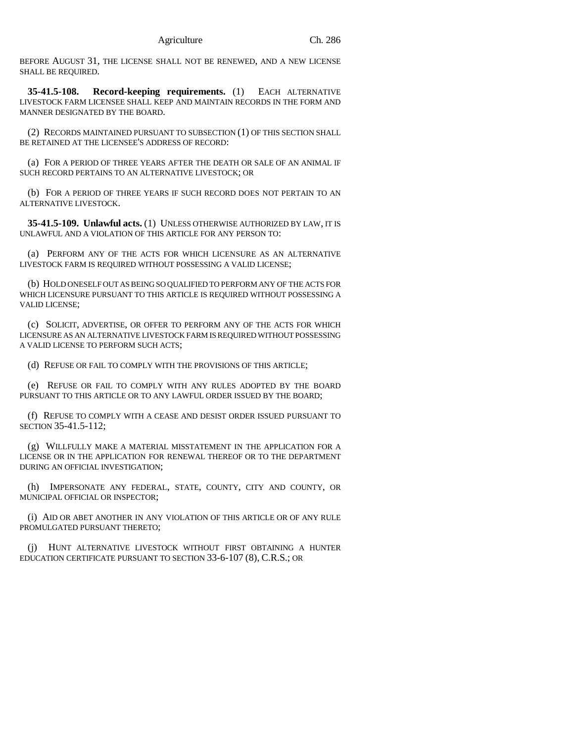BEFORE AUGUST 31, THE LICENSE SHALL NOT BE RENEWED, AND A NEW LICENSE SHALL BE REQUIRED.

**35-41.5-108. Record-keeping requirements.** (1) EACH ALTERNATIVE LIVESTOCK FARM LICENSEE SHALL KEEP AND MAINTAIN RECORDS IN THE FORM AND MANNER DESIGNATED BY THE BOARD.

(2) RECORDS MAINTAINED PURSUANT TO SUBSECTION (1) OF THIS SECTION SHALL BE RETAINED AT THE LICENSEE'S ADDRESS OF RECORD:

(a) FOR A PERIOD OF THREE YEARS AFTER THE DEATH OR SALE OF AN ANIMAL IF SUCH RECORD PERTAINS TO AN ALTERNATIVE LIVESTOCK; OR

(b) FOR A PERIOD OF THREE YEARS IF SUCH RECORD DOES NOT PERTAIN TO AN ALTERNATIVE LIVESTOCK.

**35-41.5-109. Unlawful acts.** (1) UNLESS OTHERWISE AUTHORIZED BY LAW, IT IS UNLAWFUL AND A VIOLATION OF THIS ARTICLE FOR ANY PERSON TO:

(a) PERFORM ANY OF THE ACTS FOR WHICH LICENSURE AS AN ALTERNATIVE LIVESTOCK FARM IS REQUIRED WITHOUT POSSESSING A VALID LICENSE;

(b) HOLD ONESELF OUT AS BEING SO QUALIFIED TO PERFORM ANY OF THE ACTS FOR WHICH LICENSURE PURSUANT TO THIS ARTICLE IS REQUIRED WITHOUT POSSESSING A VALID LICENSE;

(c) SOLICIT, ADVERTISE, OR OFFER TO PERFORM ANY OF THE ACTS FOR WHICH LICENSURE AS AN ALTERNATIVE LIVESTOCK FARM IS REQUIRED WITHOUT POSSESSING A VALID LICENSE TO PERFORM SUCH ACTS;

(d) REFUSE OR FAIL TO COMPLY WITH THE PROVISIONS OF THIS ARTICLE;

(e) REFUSE OR FAIL TO COMPLY WITH ANY RULES ADOPTED BY THE BOARD PURSUANT TO THIS ARTICLE OR TO ANY LAWFUL ORDER ISSUED BY THE BOARD;

(f) REFUSE TO COMPLY WITH A CEASE AND DESIST ORDER ISSUED PURSUANT TO SECTION 35-41.5-112;

(g) WILLFULLY MAKE A MATERIAL MISSTATEMENT IN THE APPLICATION FOR A LICENSE OR IN THE APPLICATION FOR RENEWAL THEREOF OR TO THE DEPARTMENT DURING AN OFFICIAL INVESTIGATION;

(h) IMPERSONATE ANY FEDERAL, STATE, COUNTY, CITY AND COUNTY, OR MUNICIPAL OFFICIAL OR INSPECTOR;

(i) AID OR ABET ANOTHER IN ANY VIOLATION OF THIS ARTICLE OR OF ANY RULE PROMULGATED PURSUANT THERETO;

(j) HUNT ALTERNATIVE LIVESTOCK WITHOUT FIRST OBTAINING A HUNTER EDUCATION CERTIFICATE PURSUANT TO SECTION 33-6-107 (8), C.R.S.; OR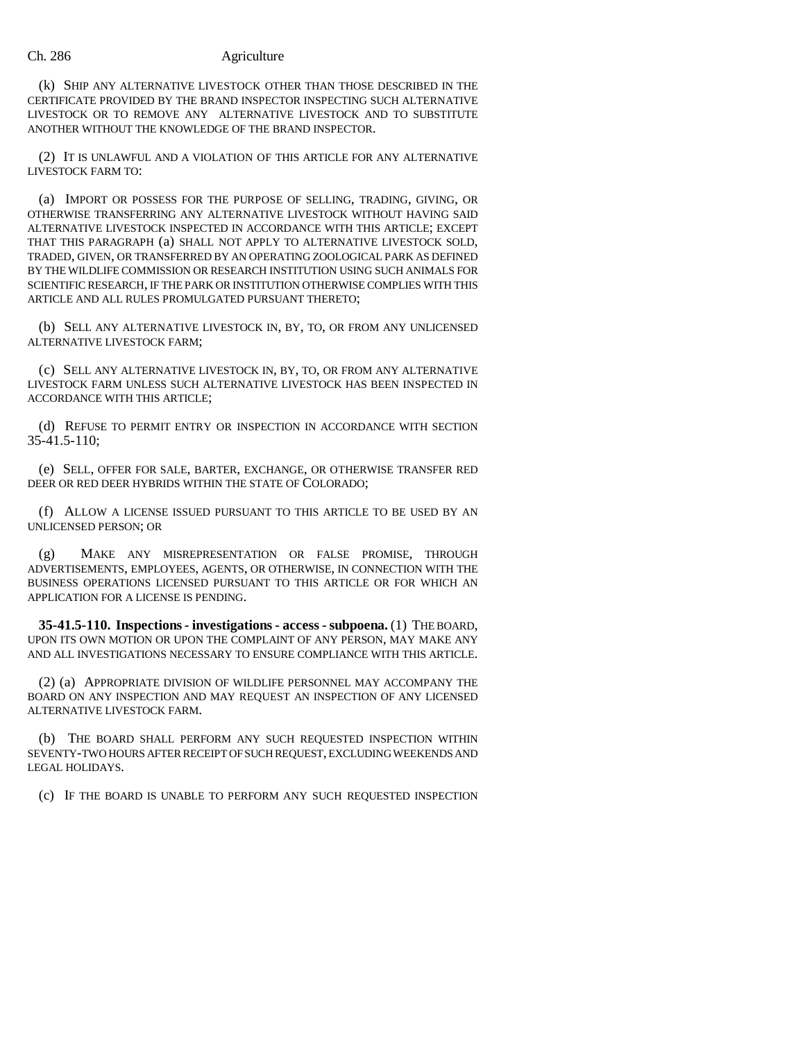(k) SHIP ANY ALTERNATIVE LIVESTOCK OTHER THAN THOSE DESCRIBED IN THE CERTIFICATE PROVIDED BY THE BRAND INSPECTOR INSPECTING SUCH ALTERNATIVE LIVESTOCK OR TO REMOVE ANY ALTERNATIVE LIVESTOCK AND TO SUBSTITUTE ANOTHER WITHOUT THE KNOWLEDGE OF THE BRAND INSPECTOR.

(2) IT IS UNLAWFUL AND A VIOLATION OF THIS ARTICLE FOR ANY ALTERNATIVE LIVESTOCK FARM TO:

(a) IMPORT OR POSSESS FOR THE PURPOSE OF SELLING, TRADING, GIVING, OR OTHERWISE TRANSFERRING ANY ALTERNATIVE LIVESTOCK WITHOUT HAVING SAID ALTERNATIVE LIVESTOCK INSPECTED IN ACCORDANCE WITH THIS ARTICLE; EXCEPT THAT THIS PARAGRAPH (a) SHALL NOT APPLY TO ALTERNATIVE LIVESTOCK SOLD, TRADED, GIVEN, OR TRANSFERRED BY AN OPERATING ZOOLOGICAL PARK AS DEFINED BY THE WILDLIFE COMMISSION OR RESEARCH INSTITUTION USING SUCH ANIMALS FOR SCIENTIFIC RESEARCH, IF THE PARK OR INSTITUTION OTHERWISE COMPLIES WITH THIS ARTICLE AND ALL RULES PROMULGATED PURSUANT THERETO;

(b) SELL ANY ALTERNATIVE LIVESTOCK IN, BY, TO, OR FROM ANY UNLICENSED ALTERNATIVE LIVESTOCK FARM;

(c) SELL ANY ALTERNATIVE LIVESTOCK IN, BY, TO, OR FROM ANY ALTERNATIVE LIVESTOCK FARM UNLESS SUCH ALTERNATIVE LIVESTOCK HAS BEEN INSPECTED IN ACCORDANCE WITH THIS ARTICLE;

(d) REFUSE TO PERMIT ENTRY OR INSPECTION IN ACCORDANCE WITH SECTION 35-41.5-110;

(e) SELL, OFFER FOR SALE, BARTER, EXCHANGE, OR OTHERWISE TRANSFER RED DEER OR RED DEER HYBRIDS WITHIN THE STATE OF COLORADO;

(f) ALLOW A LICENSE ISSUED PURSUANT TO THIS ARTICLE TO BE USED BY AN UNLICENSED PERSON; OR

(g) MAKE ANY MISREPRESENTATION OR FALSE PROMISE, THROUGH ADVERTISEMENTS, EMPLOYEES, AGENTS, OR OTHERWISE, IN CONNECTION WITH THE BUSINESS OPERATIONS LICENSED PURSUANT TO THIS ARTICLE OR FOR WHICH AN APPLICATION FOR A LICENSE IS PENDING.

**35-41.5-110. Inspections - investigations - access - subpoena.** (1) THE BOARD, UPON ITS OWN MOTION OR UPON THE COMPLAINT OF ANY PERSON, MAY MAKE ANY AND ALL INVESTIGATIONS NECESSARY TO ENSURE COMPLIANCE WITH THIS ARTICLE.

(2) (a) APPROPRIATE DIVISION OF WILDLIFE PERSONNEL MAY ACCOMPANY THE BOARD ON ANY INSPECTION AND MAY REQUEST AN INSPECTION OF ANY LICENSED ALTERNATIVE LIVESTOCK FARM.

(b) THE BOARD SHALL PERFORM ANY SUCH REQUESTED INSPECTION WITHIN SEVENTY-TWO HOURS AFTER RECEIPT OF SUCH REQUEST, EXCLUDING WEEKENDS AND LEGAL HOLIDAYS.

(c) IF THE BOARD IS UNABLE TO PERFORM ANY SUCH REQUESTED INSPECTION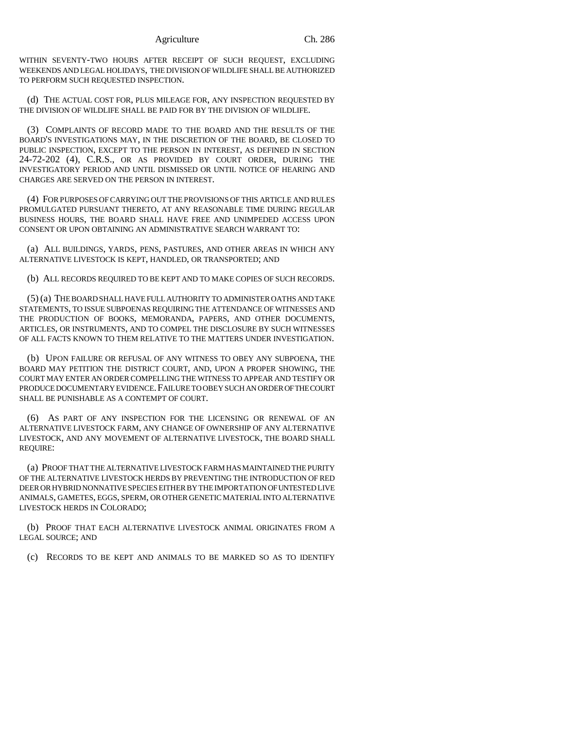WITHIN SEVENTY-TWO HOURS AFTER RECEIPT OF SUCH REQUEST, EXCLUDING WEEKENDS AND LEGAL HOLIDAYS, THE DIVISION OF WILDLIFE SHALL BE AUTHORIZED TO PERFORM SUCH REQUESTED INSPECTION.

(d) THE ACTUAL COST FOR, PLUS MILEAGE FOR, ANY INSPECTION REQUESTED BY THE DIVISION OF WILDLIFE SHALL BE PAID FOR BY THE DIVISION OF WILDLIFE.

(3) COMPLAINTS OF RECORD MADE TO THE BOARD AND THE RESULTS OF THE BOARD'S INVESTIGATIONS MAY, IN THE DISCRETION OF THE BOARD, BE CLOSED TO PUBLIC INSPECTION, EXCEPT TO THE PERSON IN INTEREST, AS DEFINED IN SECTION 24-72-202 (4), C.R.S., OR AS PROVIDED BY COURT ORDER, DURING THE INVESTIGATORY PERIOD AND UNTIL DISMISSED OR UNTIL NOTICE OF HEARING AND CHARGES ARE SERVED ON THE PERSON IN INTEREST.

(4) FOR PURPOSES OF CARRYING OUT THE PROVISIONS OF THIS ARTICLE AND RULES PROMULGATED PURSUANT THERETO, AT ANY REASONABLE TIME DURING REGULAR BUSINESS HOURS, THE BOARD SHALL HAVE FREE AND UNIMPEDED ACCESS UPON CONSENT OR UPON OBTAINING AN ADMINISTRATIVE SEARCH WARRANT TO:

(a) ALL BUILDINGS, YARDS, PENS, PASTURES, AND OTHER AREAS IN WHICH ANY ALTERNATIVE LIVESTOCK IS KEPT, HANDLED, OR TRANSPORTED; AND

(b) ALL RECORDS REQUIRED TO BE KEPT AND TO MAKE COPIES OF SUCH RECORDS.

(5) (a) THE BOARD SHALL HAVE FULL AUTHORITY TO ADMINISTER OATHS AND TAKE STATEMENTS, TO ISSUE SUBPOENAS REQUIRING THE ATTENDANCE OF WITNESSES AND THE PRODUCTION OF BOOKS, MEMORANDA, PAPERS, AND OTHER DOCUMENTS, ARTICLES, OR INSTRUMENTS, AND TO COMPEL THE DISCLOSURE BY SUCH WITNESSES OF ALL FACTS KNOWN TO THEM RELATIVE TO THE MATTERS UNDER INVESTIGATION.

(b) UPON FAILURE OR REFUSAL OF ANY WITNESS TO OBEY ANY SUBPOENA, THE BOARD MAY PETITION THE DISTRICT COURT, AND, UPON A PROPER SHOWING, THE COURT MAY ENTER AN ORDER COMPELLING THE WITNESS TO APPEAR AND TESTIFY OR PRODUCE DOCUMENTARY EVIDENCE. FAILURE TO OBEY SUCH AN ORDER OF THE COURT SHALL BE PUNISHABLE AS A CONTEMPT OF COURT.

(6) AS PART OF ANY INSPECTION FOR THE LICENSING OR RENEWAL OF AN ALTERNATIVE LIVESTOCK FARM, ANY CHANGE OF OWNERSHIP OF ANY ALTERNATIVE LIVESTOCK, AND ANY MOVEMENT OF ALTERNATIVE LIVESTOCK, THE BOARD SHALL REQUIRE:

(a) PROOF THAT THE ALTERNATIVE LIVESTOCK FARM HAS MAINTAINED THE PURITY OF THE ALTERNATIVE LIVESTOCK HERDS BY PREVENTING THE INTRODUCTION OF RED DEER OR HYBRID NONNATIVE SPECIES EITHER BY THE IMPORTATION OF UNTESTED LIVE ANIMALS, GAMETES, EGGS, SPERM, OR OTHER GENETIC MATERIAL INTO ALTERNATIVE LIVESTOCK HERDS IN COLORADO;

(b) PROOF THAT EACH ALTERNATIVE LIVESTOCK ANIMAL ORIGINATES FROM A LEGAL SOURCE; AND

(c) RECORDS TO BE KEPT AND ANIMALS TO BE MARKED SO AS TO IDENTIFY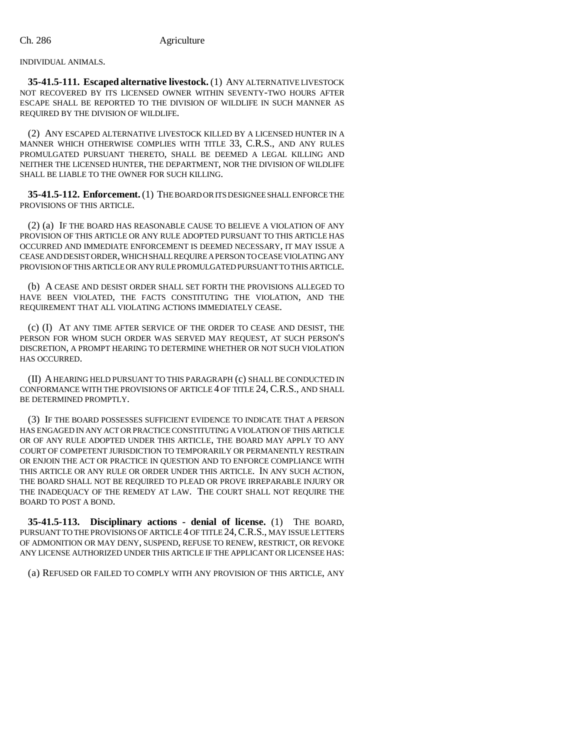INDIVIDUAL ANIMALS.

**35-41.5-111. Escaped alternative livestock.** (1) ANY ALTERNATIVE LIVESTOCK NOT RECOVERED BY ITS LICENSED OWNER WITHIN SEVENTY-TWO HOURS AFTER ESCAPE SHALL BE REPORTED TO THE DIVISION OF WILDLIFE IN SUCH MANNER AS REQUIRED BY THE DIVISION OF WILDLIFE.

(2) ANY ESCAPED ALTERNATIVE LIVESTOCK KILLED BY A LICENSED HUNTER IN A MANNER WHICH OTHERWISE COMPLIES WITH TITLE 33, C.R.S., AND ANY RULES PROMULGATED PURSUANT THERETO, SHALL BE DEEMED A LEGAL KILLING AND NEITHER THE LICENSED HUNTER, THE DEPARTMENT, NOR THE DIVISION OF WILDLIFE SHALL BE LIABLE TO THE OWNER FOR SUCH KILLING.

**35-41.5-112. Enforcement.** (1) THE BOARD OR ITS DESIGNEE SHALL ENFORCE THE PROVISIONS OF THIS ARTICLE.

(2) (a) IF THE BOARD HAS REASONABLE CAUSE TO BELIEVE A VIOLATION OF ANY PROVISION OF THIS ARTICLE OR ANY RULE ADOPTED PURSUANT TO THIS ARTICLE HAS OCCURRED AND IMMEDIATE ENFORCEMENT IS DEEMED NECESSARY, IT MAY ISSUE A CEASE AND DESIST ORDER, WHICH SHALL REQUIRE A PERSON TO CEASE VIOLATING ANY PROVISION OF THIS ARTICLE OR ANY RULE PROMULGATED PURSUANT TO THIS ARTICLE.

(b) A CEASE AND DESIST ORDER SHALL SET FORTH THE PROVISIONS ALLEGED TO HAVE BEEN VIOLATED, THE FACTS CONSTITUTING THE VIOLATION, AND THE REQUIREMENT THAT ALL VIOLATING ACTIONS IMMEDIATELY CEASE.

(c) (I) AT ANY TIME AFTER SERVICE OF THE ORDER TO CEASE AND DESIST, THE PERSON FOR WHOM SUCH ORDER WAS SERVED MAY REQUEST, AT SUCH PERSON'S DISCRETION, A PROMPT HEARING TO DETERMINE WHETHER OR NOT SUCH VIOLATION HAS OCCURRED.

(II) A HEARING HELD PURSUANT TO THIS PARAGRAPH (c) SHALL BE CONDUCTED IN CONFORMANCE WITH THE PROVISIONS OF ARTICLE 4 OF TITLE 24, C.R.S., AND SHALL BE DETERMINED PROMPTLY.

(3) IF THE BOARD POSSESSES SUFFICIENT EVIDENCE TO INDICATE THAT A PERSON HAS ENGAGED IN ANY ACT OR PRACTICE CONSTITUTING A VIOLATION OF THIS ARTICLE OR OF ANY RULE ADOPTED UNDER THIS ARTICLE, THE BOARD MAY APPLY TO ANY COURT OF COMPETENT JURISDICTION TO TEMPORARILY OR PERMANENTLY RESTRAIN OR ENJOIN THE ACT OR PRACTICE IN QUESTION AND TO ENFORCE COMPLIANCE WITH THIS ARTICLE OR ANY RULE OR ORDER UNDER THIS ARTICLE. IN ANY SUCH ACTION, THE BOARD SHALL NOT BE REQUIRED TO PLEAD OR PROVE IRREPARABLE INJURY OR THE INADEQUACY OF THE REMEDY AT LAW. THE COURT SHALL NOT REQUIRE THE BOARD TO POST A BOND.

**35-41.5-113. Disciplinary actions - denial of license.** (1) THE BOARD, PURSUANT TO THE PROVISIONS OF ARTICLE 4 OF TITLE 24, C.R.S., MAY ISSUE LETTERS OF ADMONITION OR MAY DENY, SUSPEND, REFUSE TO RENEW, RESTRICT, OR REVOKE ANY LICENSE AUTHORIZED UNDER THIS ARTICLE IF THE APPLICANT OR LICENSEE HAS:

(a) REFUSED OR FAILED TO COMPLY WITH ANY PROVISION OF THIS ARTICLE, ANY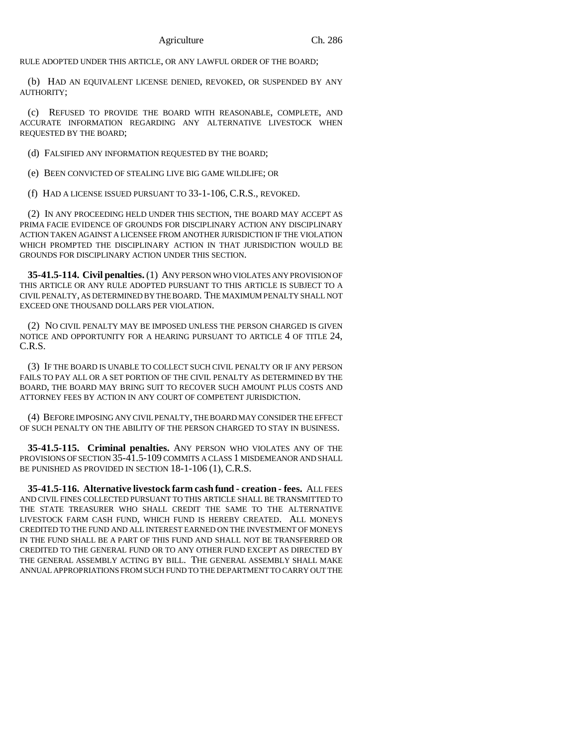RULE ADOPTED UNDER THIS ARTICLE, OR ANY LAWFUL ORDER OF THE BOARD;

(b) HAD AN EQUIVALENT LICENSE DENIED, REVOKED, OR SUSPENDED BY ANY AUTHORITY;

(c) REFUSED TO PROVIDE THE BOARD WITH REASONABLE, COMPLETE, AND ACCURATE INFORMATION REGARDING ANY ALTERNATIVE LIVESTOCK WHEN REQUESTED BY THE BOARD;

(d) FALSIFIED ANY INFORMATION REQUESTED BY THE BOARD;

(e) BEEN CONVICTED OF STEALING LIVE BIG GAME WILDLIFE; OR

(f) HAD A LICENSE ISSUED PURSUANT TO 33-1-106, C.R.S., REVOKED.

(2) IN ANY PROCEEDING HELD UNDER THIS SECTION, THE BOARD MAY ACCEPT AS PRIMA FACIE EVIDENCE OF GROUNDS FOR DISCIPLINARY ACTION ANY DISCIPLINARY ACTION TAKEN AGAINST A LICENSEE FROM ANOTHER JURISDICTION IF THE VIOLATION WHICH PROMPTED THE DISCIPLINARY ACTION IN THAT JURISDICTION WOULD BE GROUNDS FOR DISCIPLINARY ACTION UNDER THIS SECTION.

**35-41.5-114. Civil penalties.** (1) ANY PERSON WHO VIOLATES ANY PROVISION OF THIS ARTICLE OR ANY RULE ADOPTED PURSUANT TO THIS ARTICLE IS SUBJECT TO A CIVIL PENALTY, AS DETERMINED BY THE BOARD. THE MAXIMUM PENALTY SHALL NOT EXCEED ONE THOUSAND DOLLARS PER VIOLATION.

(2) NO CIVIL PENALTY MAY BE IMPOSED UNLESS THE PERSON CHARGED IS GIVEN NOTICE AND OPPORTUNITY FOR A HEARING PURSUANT TO ARTICLE 4 OF TITLE 24, C.R.S.

(3) IF THE BOARD IS UNABLE TO COLLECT SUCH CIVIL PENALTY OR IF ANY PERSON FAILS TO PAY ALL OR A SET PORTION OF THE CIVIL PENALTY AS DETERMINED BY THE BOARD, THE BOARD MAY BRING SUIT TO RECOVER SUCH AMOUNT PLUS COSTS AND ATTORNEY FEES BY ACTION IN ANY COURT OF COMPETENT JURISDICTION.

(4) BEFORE IMPOSING ANY CIVIL PENALTY, THE BOARD MAY CONSIDER THE EFFECT OF SUCH PENALTY ON THE ABILITY OF THE PERSON CHARGED TO STAY IN BUSINESS.

**35-41.5-115. Criminal penalties.** ANY PERSON WHO VIOLATES ANY OF THE PROVISIONS OF SECTION 35-41.5-109 COMMITS A CLASS 1 MISDEMEANOR AND SHALL BE PUNISHED AS PROVIDED IN SECTION 18-1-106 (1), C.R.S.

**35-41.5-116. Alternative livestock farm cash fund - creation - fees.** ALL FEES AND CIVIL FINES COLLECTED PURSUANT TO THIS ARTICLE SHALL BE TRANSMITTED TO THE STATE TREASURER WHO SHALL CREDIT THE SAME TO THE ALTERNATIVE LIVESTOCK FARM CASH FUND, WHICH FUND IS HEREBY CREATED. ALL MONEYS CREDITED TO THE FUND AND ALL INTEREST EARNED ON THE INVESTMENT OF MONEYS IN THE FUND SHALL BE A PART OF THIS FUND AND SHALL NOT BE TRANSFERRED OR CREDITED TO THE GENERAL FUND OR TO ANY OTHER FUND EXCEPT AS DIRECTED BY THE GENERAL ASSEMBLY ACTING BY BILL. THE GENERAL ASSEMBLY SHALL MAKE ANNUAL APPROPRIATIONS FROM SUCH FUND TO THE DEPARTMENT TO CARRY OUT THE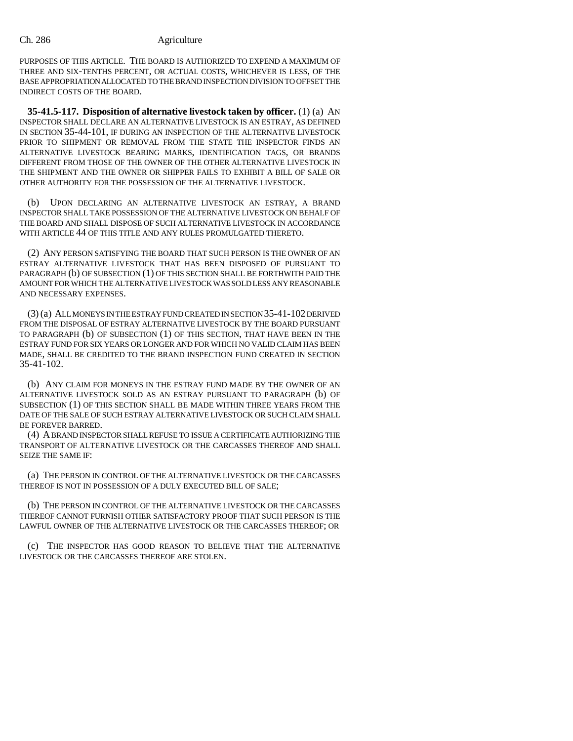PURPOSES OF THIS ARTICLE. THE BOARD IS AUTHORIZED TO EXPEND A MAXIMUM OF THREE AND SIX-TENTHS PERCENT, OR ACTUAL COSTS, WHICHEVER IS LESS, OF THE BASE APPROPRIATION ALLOCATED TO THE BRAND INSPECTION DIVISION TO OFFSET THE INDIRECT COSTS OF THE BOARD.

**35-41.5-117. Disposition of alternative livestock taken by officer.** (1) (a) AN INSPECTOR SHALL DECLARE AN ALTERNATIVE LIVESTOCK IS AN ESTRAY, AS DEFINED IN SECTION 35-44-101, IF DURING AN INSPECTION OF THE ALTERNATIVE LIVESTOCK PRIOR TO SHIPMENT OR REMOVAL FROM THE STATE THE INSPECTOR FINDS AN ALTERNATIVE LIVESTOCK BEARING MARKS, IDENTIFICATION TAGS, OR BRANDS DIFFERENT FROM THOSE OF THE OWNER OF THE OTHER ALTERNATIVE LIVESTOCK IN THE SHIPMENT AND THE OWNER OR SHIPPER FAILS TO EXHIBIT A BILL OF SALE OR OTHER AUTHORITY FOR THE POSSESSION OF THE ALTERNATIVE LIVESTOCK.

(b) UPON DECLARING AN ALTERNATIVE LIVESTOCK AN ESTRAY, A BRAND INSPECTOR SHALL TAKE POSSESSION OF THE ALTERNATIVE LIVESTOCK ON BEHALF OF THE BOARD AND SHALL DISPOSE OF SUCH ALTERNATIVE LIVESTOCK IN ACCORDANCE WITH ARTICLE 44 OF THIS TITLE AND ANY RULES PROMULGATED THERETO.

(2) ANY PERSON SATISFYING THE BOARD THAT SUCH PERSON IS THE OWNER OF AN ESTRAY ALTERNATIVE LIVESTOCK THAT HAS BEEN DISPOSED OF PURSUANT TO PARAGRAPH (b) OF SUBSECTION (1) OF THIS SECTION SHALL BE FORTHWITH PAID THE AMOUNT FOR WHICH THE ALTERNATIVE LIVESTOCK WAS SOLD LESS ANY REASONABLE AND NECESSARY EXPENSES.

(3) (a) ALL MONEYS IN THE ESTRAY FUND CREATED IN SECTION 35-41-102 DERIVED FROM THE DISPOSAL OF ESTRAY ALTERNATIVE LIVESTOCK BY THE BOARD PURSUANT TO PARAGRAPH (b) OF SUBSECTION (1) OF THIS SECTION, THAT HAVE BEEN IN THE ESTRAY FUND FOR SIX YEARS OR LONGER AND FOR WHICH NO VALID CLAIM HAS BEEN MADE, SHALL BE CREDITED TO THE BRAND INSPECTION FUND CREATED IN SECTION 35-41-102.

(b) ANY CLAIM FOR MONEYS IN THE ESTRAY FUND MADE BY THE OWNER OF AN ALTERNATIVE LIVESTOCK SOLD AS AN ESTRAY PURSUANT TO PARAGRAPH (b) OF SUBSECTION (1) OF THIS SECTION SHALL BE MADE WITHIN THREE YEARS FROM THE DATE OF THE SALE OF SUCH ESTRAY ALTERNATIVE LIVESTOCK OR SUCH CLAIM SHALL BE FOREVER BARRED.

(4) A BRAND INSPECTOR SHALL REFUSE TO ISSUE A CERTIFICATE AUTHORIZING THE TRANSPORT OF ALTERNATIVE LIVESTOCK OR THE CARCASSES THEREOF AND SHALL SEIZE THE SAME IF:

(a) THE PERSON IN CONTROL OF THE ALTERNATIVE LIVESTOCK OR THE CARCASSES THEREOF IS NOT IN POSSESSION OF A DULY EXECUTED BILL OF SALE;

(b) THE PERSON IN CONTROL OF THE ALTERNATIVE LIVESTOCK OR THE CARCASSES THEREOF CANNOT FURNISH OTHER SATISFACTORY PROOF THAT SUCH PERSON IS THE LAWFUL OWNER OF THE ALTERNATIVE LIVESTOCK OR THE CARCASSES THEREOF; OR

(c) THE INSPECTOR HAS GOOD REASON TO BELIEVE THAT THE ALTERNATIVE LIVESTOCK OR THE CARCASSES THEREOF ARE STOLEN.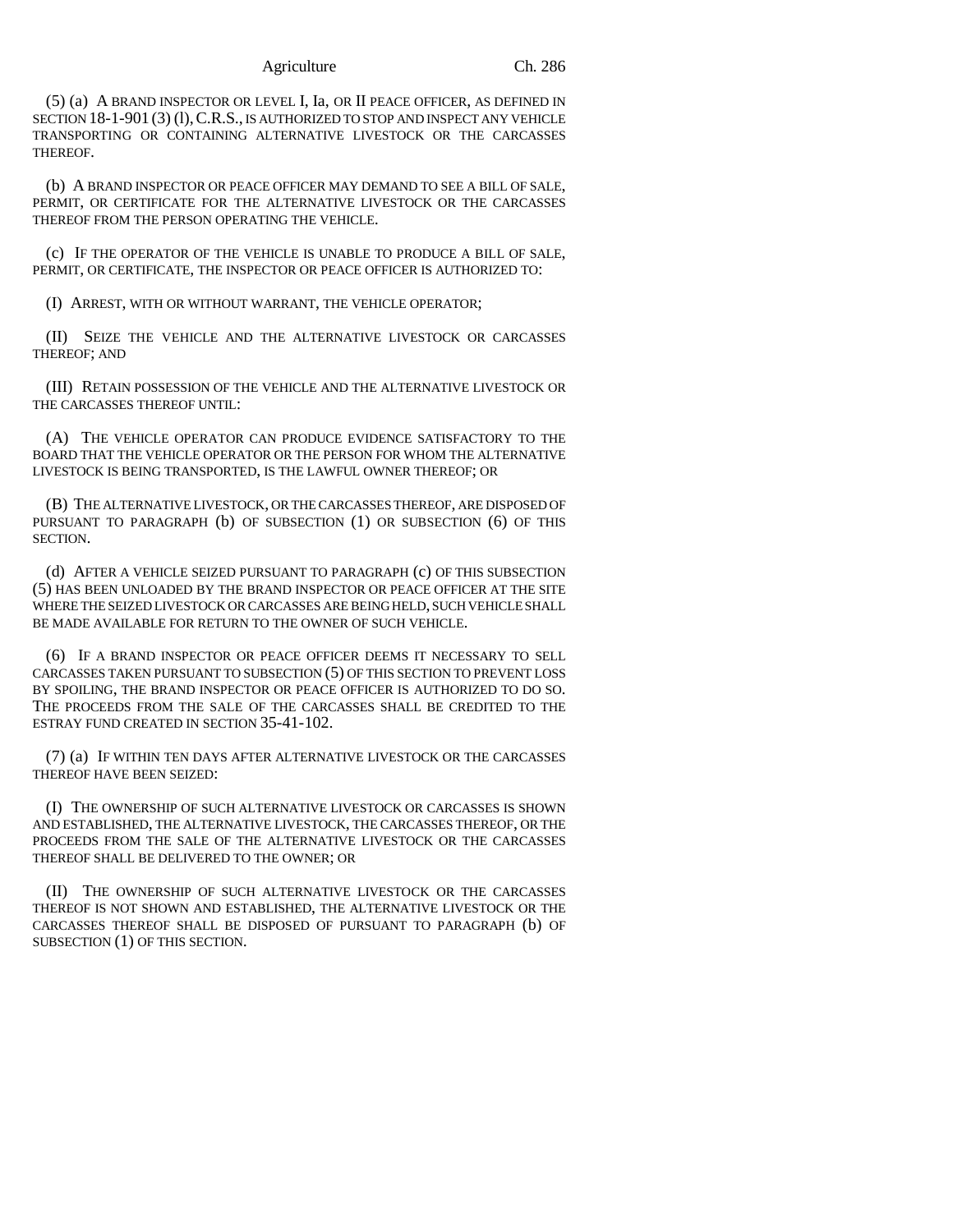(5) (a) A BRAND INSPECTOR OR LEVEL I, Ia, OR II PEACE OFFICER, AS DEFINED IN SECTION 18-1-901 (3) (l), C.R.S., IS AUTHORIZED TO STOP AND INSPECT ANY VEHICLE TRANSPORTING OR CONTAINING ALTERNATIVE LIVESTOCK OR THE CARCASSES THEREOF.

(b) A BRAND INSPECTOR OR PEACE OFFICER MAY DEMAND TO SEE A BILL OF SALE, PERMIT, OR CERTIFICATE FOR THE ALTERNATIVE LIVESTOCK OR THE CARCASSES THEREOF FROM THE PERSON OPERATING THE VEHICLE.

(c) IF THE OPERATOR OF THE VEHICLE IS UNABLE TO PRODUCE A BILL OF SALE, PERMIT, OR CERTIFICATE, THE INSPECTOR OR PEACE OFFICER IS AUTHORIZED TO:

(I) ARREST, WITH OR WITHOUT WARRANT, THE VEHICLE OPERATOR;

(II) SEIZE THE VEHICLE AND THE ALTERNATIVE LIVESTOCK OR CARCASSES THEREOF; AND

(III) RETAIN POSSESSION OF THE VEHICLE AND THE ALTERNATIVE LIVESTOCK OR THE CARCASSES THEREOF UNTIL:

(A) THE VEHICLE OPERATOR CAN PRODUCE EVIDENCE SATISFACTORY TO THE BOARD THAT THE VEHICLE OPERATOR OR THE PERSON FOR WHOM THE ALTERNATIVE LIVESTOCK IS BEING TRANSPORTED, IS THE LAWFUL OWNER THEREOF; OR

(B) THE ALTERNATIVE LIVESTOCK, OR THE CARCASSES THEREOF, ARE DISPOSED OF PURSUANT TO PARAGRAPH (b) OF SUBSECTION (1) OR SUBSECTION (6) OF THIS SECTION.

(d) AFTER A VEHICLE SEIZED PURSUANT TO PARAGRAPH (c) OF THIS SUBSECTION (5) HAS BEEN UNLOADED BY THE BRAND INSPECTOR OR PEACE OFFICER AT THE SITE WHERE THE SEIZED LIVESTOCK OR CARCASSES ARE BEING HELD, SUCH VEHICLE SHALL BE MADE AVAILABLE FOR RETURN TO THE OWNER OF SUCH VEHICLE.

(6) IF A BRAND INSPECTOR OR PEACE OFFICER DEEMS IT NECESSARY TO SELL CARCASSES TAKEN PURSUANT TO SUBSECTION (5) OF THIS SECTION TO PREVENT LOSS BY SPOILING, THE BRAND INSPECTOR OR PEACE OFFICER IS AUTHORIZED TO DO SO. THE PROCEEDS FROM THE SALE OF THE CARCASSES SHALL BE CREDITED TO THE ESTRAY FUND CREATED IN SECTION 35-41-102.

(7) (a) IF WITHIN TEN DAYS AFTER ALTERNATIVE LIVESTOCK OR THE CARCASSES THEREOF HAVE BEEN SEIZED:

(I) THE OWNERSHIP OF SUCH ALTERNATIVE LIVESTOCK OR CARCASSES IS SHOWN AND ESTABLISHED, THE ALTERNATIVE LIVESTOCK, THE CARCASSES THEREOF, OR THE PROCEEDS FROM THE SALE OF THE ALTERNATIVE LIVESTOCK OR THE CARCASSES THEREOF SHALL BE DELIVERED TO THE OWNER; OR

(II) THE OWNERSHIP OF SUCH ALTERNATIVE LIVESTOCK OR THE CARCASSES THEREOF IS NOT SHOWN AND ESTABLISHED, THE ALTERNATIVE LIVESTOCK OR THE CARCASSES THEREOF SHALL BE DISPOSED OF PURSUANT TO PARAGRAPH (b) OF SUBSECTION (1) OF THIS SECTION.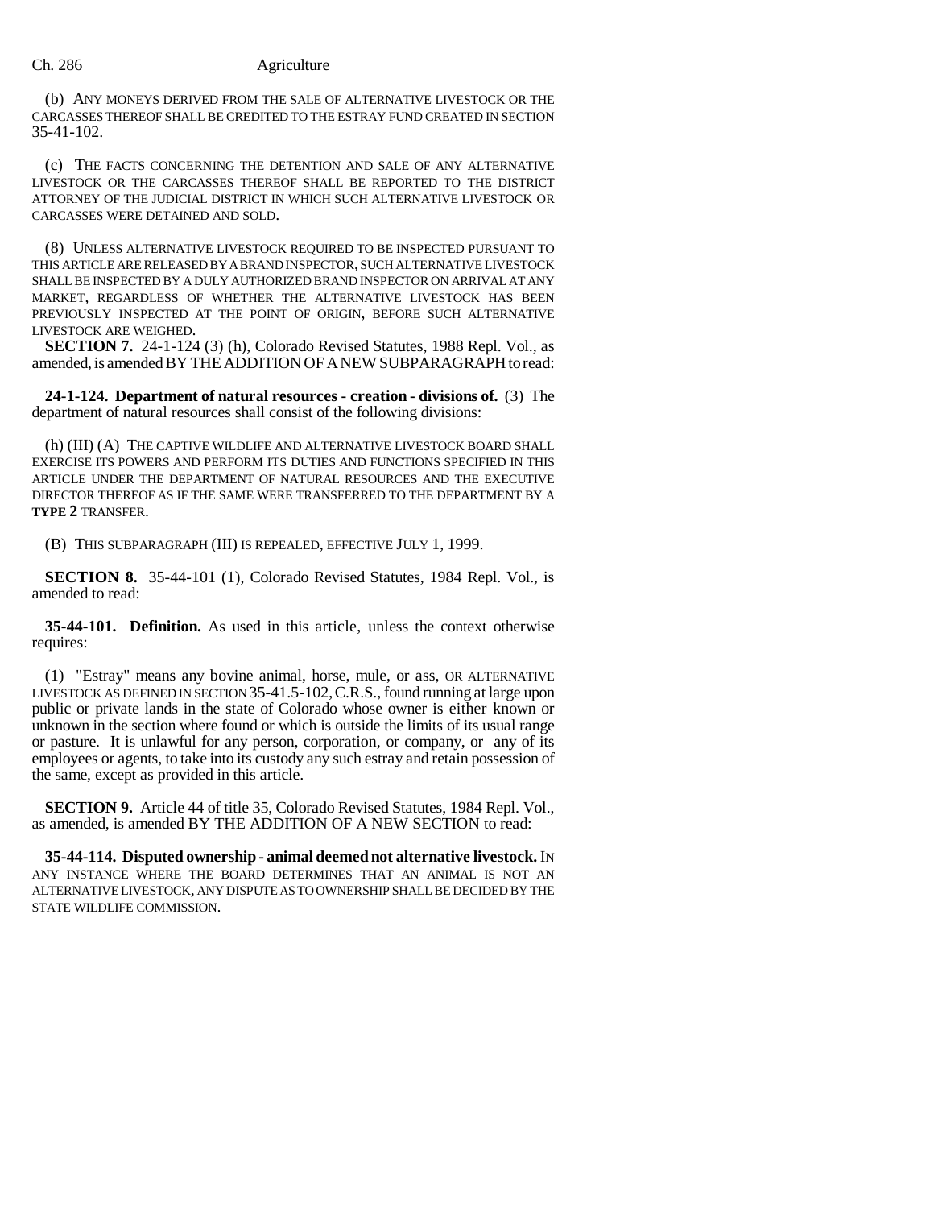(b) ANY MONEYS DERIVED FROM THE SALE OF ALTERNATIVE LIVESTOCK OR THE CARCASSES THEREOF SHALL BE CREDITED TO THE ESTRAY FUND CREATED IN SECTION 35-41-102.

(c) THE FACTS CONCERNING THE DETENTION AND SALE OF ANY ALTERNATIVE LIVESTOCK OR THE CARCASSES THEREOF SHALL BE REPORTED TO THE DISTRICT ATTORNEY OF THE JUDICIAL DISTRICT IN WHICH SUCH ALTERNATIVE LIVESTOCK OR CARCASSES WERE DETAINED AND SOLD.

(8) UNLESS ALTERNATIVE LIVESTOCK REQUIRED TO BE INSPECTED PURSUANT TO THIS ARTICLE ARE RELEASED BY A BRAND INSPECTOR, SUCH ALTERNATIVE LIVESTOCK SHALL BE INSPECTED BY A DULY AUTHORIZED BRAND INSPECTOR ON ARRIVAL AT ANY MARKET, REGARDLESS OF WHETHER THE ALTERNATIVE LIVESTOCK HAS BEEN PREVIOUSLY INSPECTED AT THE POINT OF ORIGIN, BEFORE SUCH ALTERNATIVE LIVESTOCK ARE WEIGHED.

**SECTION 7.** 24-1-124 (3) (h), Colorado Revised Statutes, 1988 Repl. Vol., as amended, is amended BY THE ADDITION OF A NEW SUBPARAGRAPH to read:

**24-1-124. Department of natural resources - creation - divisions of.** (3) The department of natural resources shall consist of the following divisions:

(h) (III) (A) THE CAPTIVE WILDLIFE AND ALTERNATIVE LIVESTOCK BOARD SHALL EXERCISE ITS POWERS AND PERFORM ITS DUTIES AND FUNCTIONS SPECIFIED IN THIS ARTICLE UNDER THE DEPARTMENT OF NATURAL RESOURCES AND THE EXECUTIVE DIRECTOR THEREOF AS IF THE SAME WERE TRANSFERRED TO THE DEPARTMENT BY A **TYPE 2** TRANSFER.

(B) THIS SUBPARAGRAPH (III) IS REPEALED, EFFECTIVE JULY 1, 1999.

**SECTION 8.** 35-44-101 (1), Colorado Revised Statutes, 1984 Repl. Vol., is amended to read:

**35-44-101. Definition.** As used in this article, unless the context otherwise requires:

(1) "Estray" means any bovine animal, horse, mule, ~~or~~ ass, OR ALTERNATIVE LIVESTOCK AS DEFINED IN SECTION 35-41.5-102, C.R.S., found running at large upon public or private lands in the state of Colorado whose owner is either known or unknown in the section where found or which is outside the limits of its usual range or pasture. It is unlawful for any person, corporation, or company, or any of its employees or agents, to take into its custody any such estray and retain possession of the same, except as provided in this article.

**SECTION 9.** Article 44 of title 35, Colorado Revised Statutes, 1984 Repl. Vol., as amended, is amended BY THE ADDITION OF A NEW SECTION to read:

**35-44-114. Disputed ownership - animal deemed not alternative livestock.** IN ANY INSTANCE WHERE THE BOARD DETERMINES THAT AN ANIMAL IS NOT AN ALTERNATIVE LIVESTOCK, ANY DISPUTE AS TO OWNERSHIP SHALL BE DECIDED BY THE STATE WILDLIFE COMMISSION.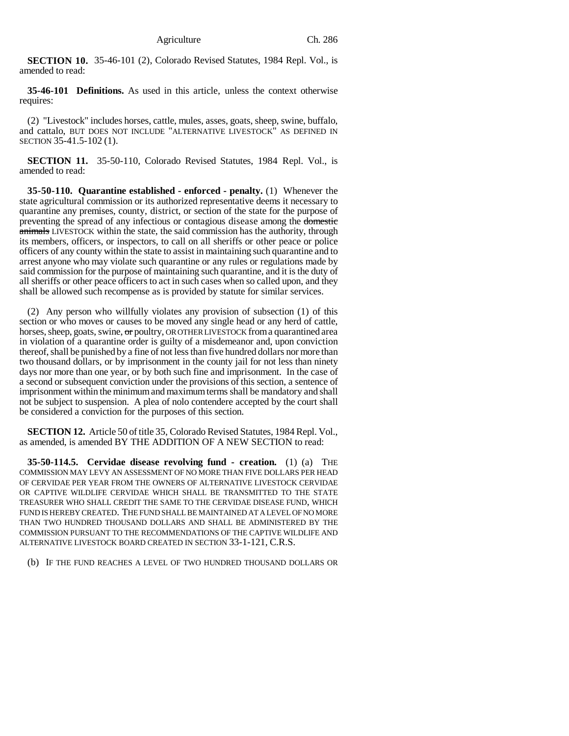**SECTION 10.** 35-46-101 (2), Colorado Revised Statutes, 1984 Repl. Vol., is amended to read:

**35-46-101 Definitions.** As used in this article, unless the context otherwise requires:

(2) "Livestock" includes horses, cattle, mules, asses, goats, sheep, swine, buffalo, and cattalo, BUT DOES NOT INCLUDE "ALTERNATIVE LIVESTOCK" AS DEFINED IN SECTION 35-41.5-102 (1).

**SECTION 11.** 35-50-110, Colorado Revised Statutes, 1984 Repl. Vol., is amended to read:

**35-50-110. Quarantine established - enforced - penalty.** (1) Whenever the state agricultural commission or its authorized representative deems it necessary to quarantine any premises, county, district, or section of the state for the purpose of preventing the spread of any infectious or contagious disease among the ~~domestic animals~~ LIVESTOCK within the state, the said commission has the authority, through its members, officers, or inspectors, to call on all sheriffs or other peace or police officers of any county within the state to assist in maintaining such quarantine and to arrest anyone who may violate such quarantine or any rules or regulations made by said commission for the purpose of maintaining such quarantine, and it is the duty of all sheriffs or other peace officers to act in such cases when so called upon, and they shall be allowed such recompense as is provided by statute for similar services.

(2) Any person who willfully violates any provision of subsection (1) of this section or who moves or causes to be moved any single head or any herd of cattle, horses, sheep, goats, swine, ~~or~~ poultry, OR OTHER LIVESTOCK from a quarantined area in violation of a quarantine order is guilty of a misdemeanor and, upon conviction thereof, shall be punished by a fine of not less than five hundred dollars nor more than two thousand dollars, or by imprisonment in the county jail for not less than ninety days nor more than one year, or by both such fine and imprisonment. In the case of a second or subsequent conviction under the provisions of this section, a sentence of imprisonment within the minimum and maximum terms shall be mandatory and shall not be subject to suspension. A plea of nolo contendere accepted by the court shall be considered a conviction for the purposes of this section.

**SECTION 12.** Article 50 of title 35, Colorado Revised Statutes, 1984 Repl. Vol., as amended, is amended BY THE ADDITION OF A NEW SECTION to read:

**35-50-114.5. Cervidae disease revolving fund - creation.** (1) (a) THE COMMISSION MAY LEVY AN ASSESSMENT OF NO MORE THAN FIVE DOLLARS PER HEAD OF CERVIDAE PER YEAR FROM THE OWNERS OF ALTERNATIVE LIVESTOCK CERVIDAE OR CAPTIVE WILDLIFE CERVIDAE WHICH SHALL BE TRANSMITTED TO THE STATE TREASURER WHO SHALL CREDIT THE SAME TO THE CERVIDAE DISEASE FUND, WHICH FUND IS HEREBY CREATED. THE FUND SHALL BE MAINTAINED AT A LEVEL OF NO MORE THAN TWO HUNDRED THOUSAND DOLLARS AND SHALL BE ADMINISTERED BY THE COMMISSION PURSUANT TO THE RECOMMENDATIONS OF THE CAPTIVE WILDLIFE AND ALTERNATIVE LIVESTOCK BOARD CREATED IN SECTION 33-1-121, C.R.S.

(b) IF THE FUND REACHES A LEVEL OF TWO HUNDRED THOUSAND DOLLARS OR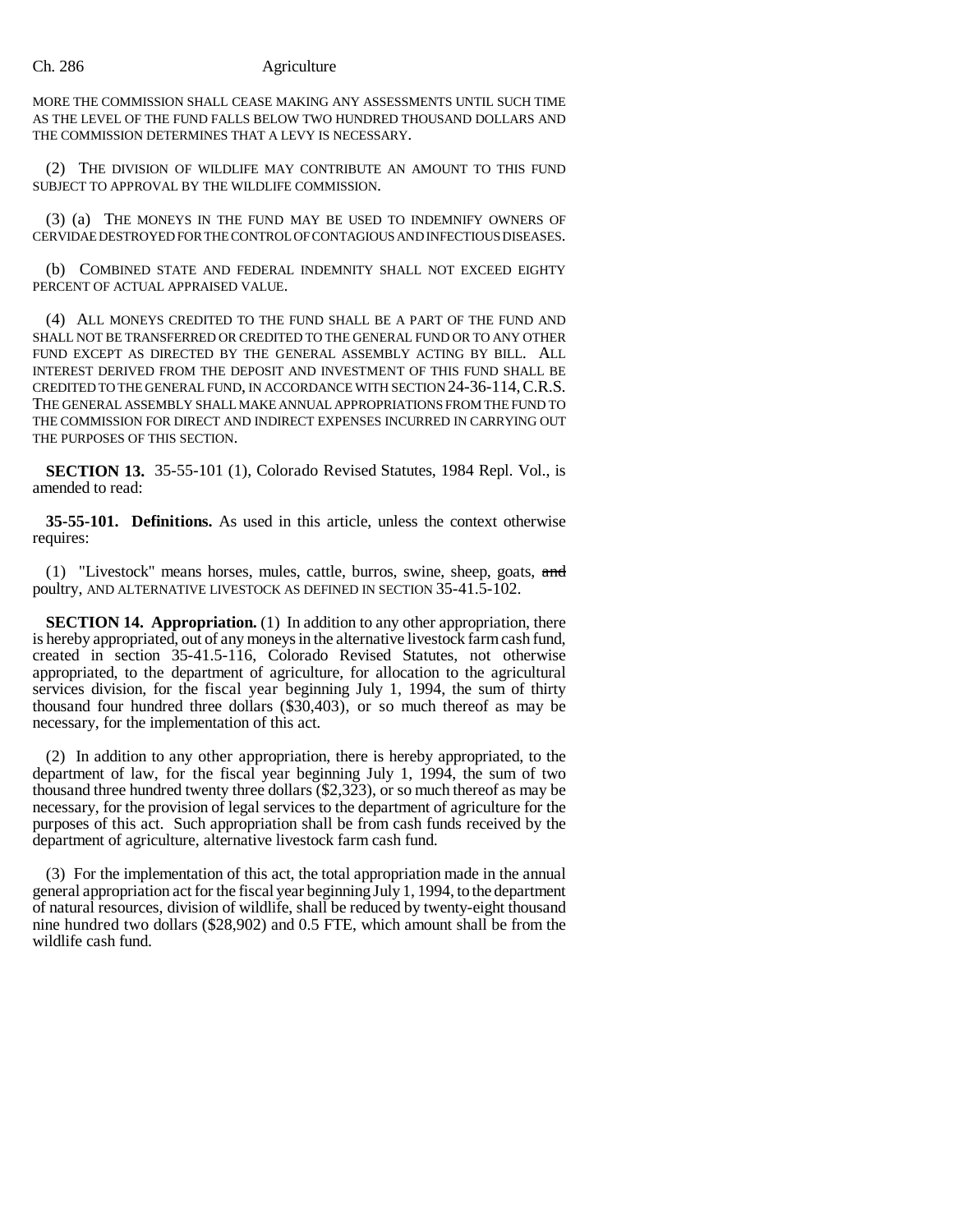MORE THE COMMISSION SHALL CEASE MAKING ANY ASSESSMENTS UNTIL SUCH TIME AS THE LEVEL OF THE FUND FALLS BELOW TWO HUNDRED THOUSAND DOLLARS AND THE COMMISSION DETERMINES THAT A LEVY IS NECESSARY.

(2) THE DIVISION OF WILDLIFE MAY CONTRIBUTE AN AMOUNT TO THIS FUND SUBJECT TO APPROVAL BY THE WILDLIFE COMMISSION.

(3) (a) THE MONEYS IN THE FUND MAY BE USED TO INDEMNIFY OWNERS OF CERVIDAE DESTROYED FOR THE CONTROL OF CONTAGIOUS AND INFECTIOUS DISEASES.

(b) COMBINED STATE AND FEDERAL INDEMNITY SHALL NOT EXCEED EIGHTY PERCENT OF ACTUAL APPRAISED VALUE.

(4) ALL MONEYS CREDITED TO THE FUND SHALL BE A PART OF THE FUND AND SHALL NOT BE TRANSFERRED OR CREDITED TO THE GENERAL FUND OR TO ANY OTHER FUND EXCEPT AS DIRECTED BY THE GENERAL ASSEMBLY ACTING BY BILL. ALL INTEREST DERIVED FROM THE DEPOSIT AND INVESTMENT OF THIS FUND SHALL BE CREDITED TO THE GENERAL FUND, IN ACCORDANCE WITH SECTION 24-36-114, C.R.S. THE GENERAL ASSEMBLY SHALL MAKE ANNUAL APPROPRIATIONS FROM THE FUND TO THE COMMISSION FOR DIRECT AND INDIRECT EXPENSES INCURRED IN CARRYING OUT THE PURPOSES OF THIS SECTION.

**SECTION 13.** 35-55-101 (1), Colorado Revised Statutes, 1984 Repl. Vol., is amended to read:

**35-55-101. Definitions.** As used in this article, unless the context otherwise requires:

(1) "Livestock" means horses, mules, cattle, burros, swine, sheep, goats, ~~and~~ poultry, AND ALTERNATIVE LIVESTOCK AS DEFINED IN SECTION 35-41.5-102.

**SECTION 14. Appropriation.** (1) In addition to any other appropriation, there is hereby appropriated, out of any moneys in the alternative livestock farm cash fund, created in section 35-41.5-116, Colorado Revised Statutes, not otherwise appropriated, to the department of agriculture, for allocation to the agricultural services division, for the fiscal year beginning July 1, 1994, the sum of thirty thousand four hundred three dollars ($30,403), or so much thereof as may be necessary, for the implementation of this act.

(2) In addition to any other appropriation, there is hereby appropriated, to the department of law, for the fiscal year beginning July 1, 1994, the sum of two thousand three hundred twenty three dollars ($2,323), or so much thereof as may be necessary, for the provision of legal services to the department of agriculture for the purposes of this act. Such appropriation shall be from cash funds received by the department of agriculture, alternative livestock farm cash fund.

(3) For the implementation of this act, the total appropriation made in the annual general appropriation act for the fiscal year beginning July 1, 1994, to the department of natural resources, division of wildlife, shall be reduced by twenty-eight thousand nine hundred two dollars ($28,902) and 0.5 FTE, which amount shall be from the wildlife cash fund.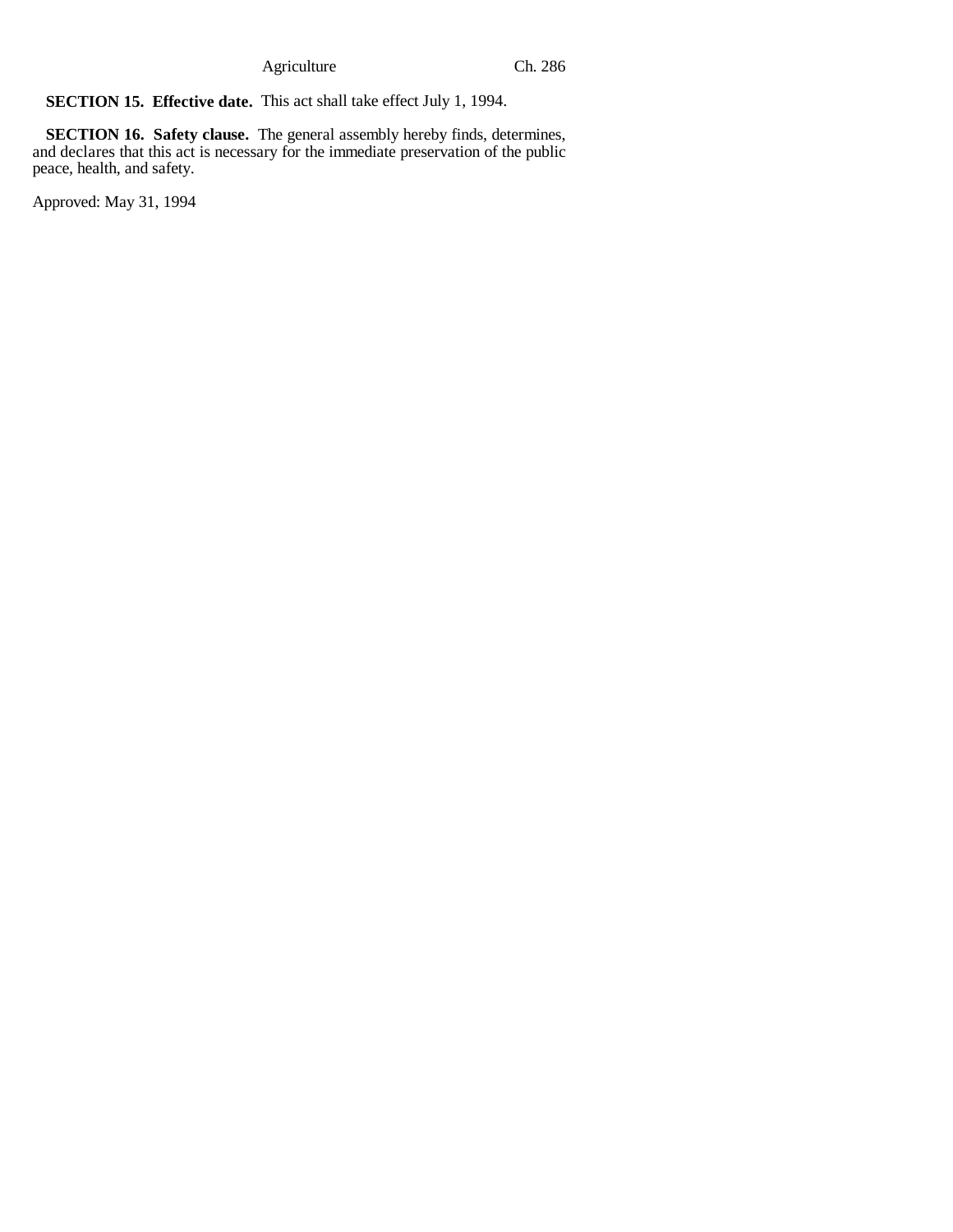**SECTION 15. Effective date.** This act shall take effect July 1, 1994.

**SECTION 16. Safety clause.** The general assembly hereby finds, determines, and declares that this act is necessary for the immediate preservation of the public peace, health, and safety.

Approved: May 31, 1994